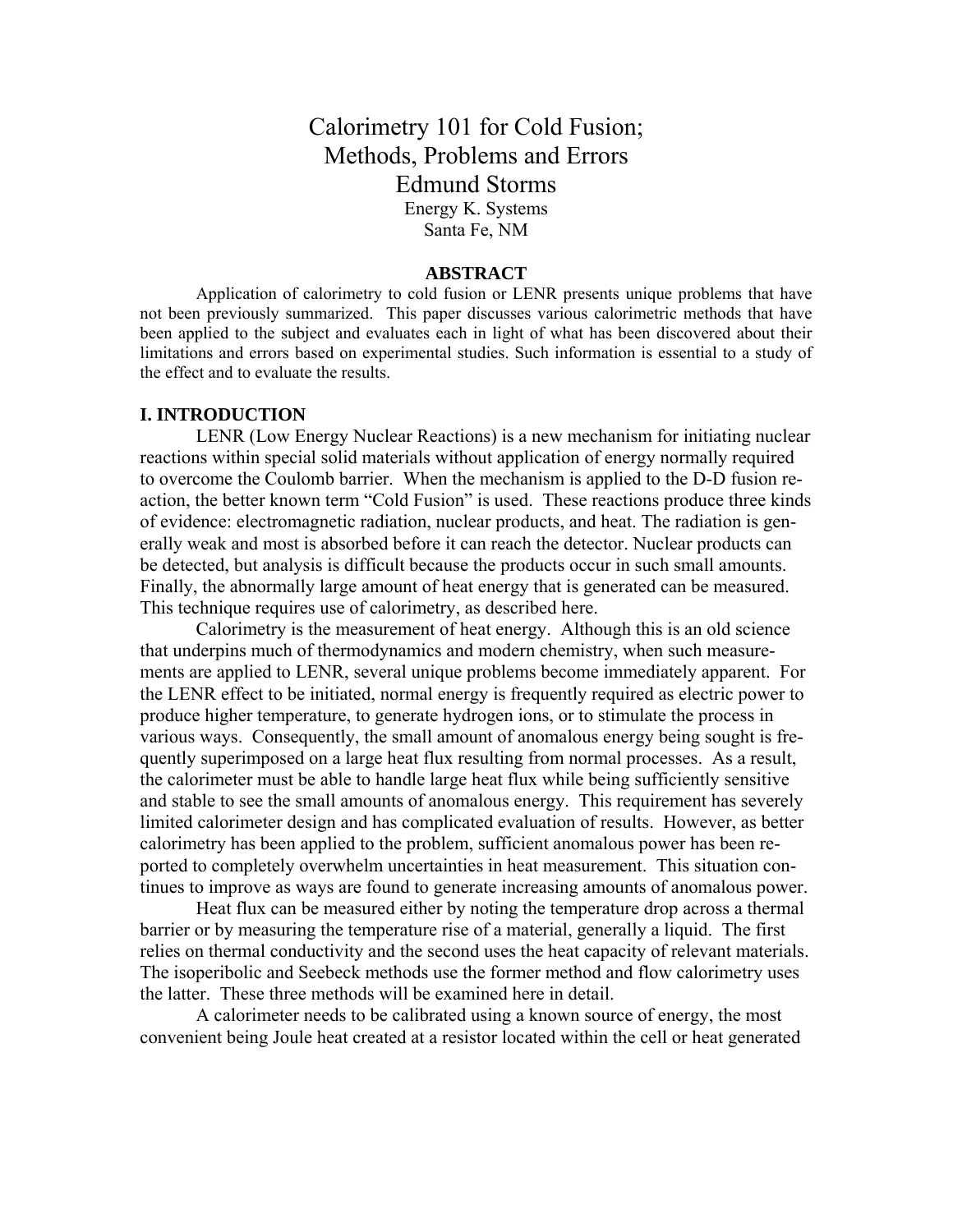# Calorimetry 101 for Cold Fusion; Methods, Problems and Errors

Edmund Storms

Energy K. Systems
Santa Fe, NM

## ABSTRACT

Application of calorimetry to cold fusion or LENR presents unique problems that have not been previously summarized. This paper discusses various calorimetric methods that have been applied to the subject and evaluates each in light of what has been discovered about their limitations and errors based on experimental studies. Such information is essential to a study of the effect and to evaluate the results.

## I. INTRODUCTION

LENR (Low Energy Nuclear Reactions) is a new mechanism for initiating nuclear reactions within special solid materials without application of energy normally required to overcome the Coulomb barrier. When the mechanism is applied to the D-D fusion reaction, the better known term "Cold Fusion" is used. These reactions produce three kinds of evidence: electromagnetic radiation, nuclear products, and heat. The radiation is generally weak and most is absorbed before it can reach the detector. Nuclear products can be detected, but analysis is difficult because the products occur in such small amounts. Finally, the abnormally large amount of heat energy that is generated can be measured. This technique requires use of calorimetry, as described here.

Calorimetry is the measurement of heat energy. Although this is an old science that underpins much of thermodynamics and modern chemistry, when such measurements are applied to LENR, several unique problems become immediately apparent. For the LENR effect to be initiated, normal energy is frequently required as electric power to produce higher temperature, to generate hydrogen ions, or to stimulate the process in various ways. Consequently, the small amount of anomalous energy being sought is frequently superimposed on a large heat flux resulting from normal processes. As a result, the calorimeter must be able to handle large heat flux while being sufficiently sensitive and stable to see the small amounts of anomalous energy. This requirement has severely limited calorimeter design and has complicated evaluation of results. However, as better calorimetry has been applied to the problem, sufficient anomalous power has been reported to completely overwhelm uncertainties in heat measurement. This situation continues to improve as ways are found to generate increasing amounts of anomalous power.

Heat flux can be measured either by noting the temperature drop across a thermal barrier or by measuring the temperature rise of a material, generally a liquid. The first relies on thermal conductivity and the second uses the heat capacity of relevant materials. The isoperibolic and Seebeck methods use the former method and flow calorimetry uses the latter. These three methods will be examined here in detail.

A calorimeter needs to be calibrated using a known source of energy, the most convenient being Joule heat created at a resistor located within the cell or heat generated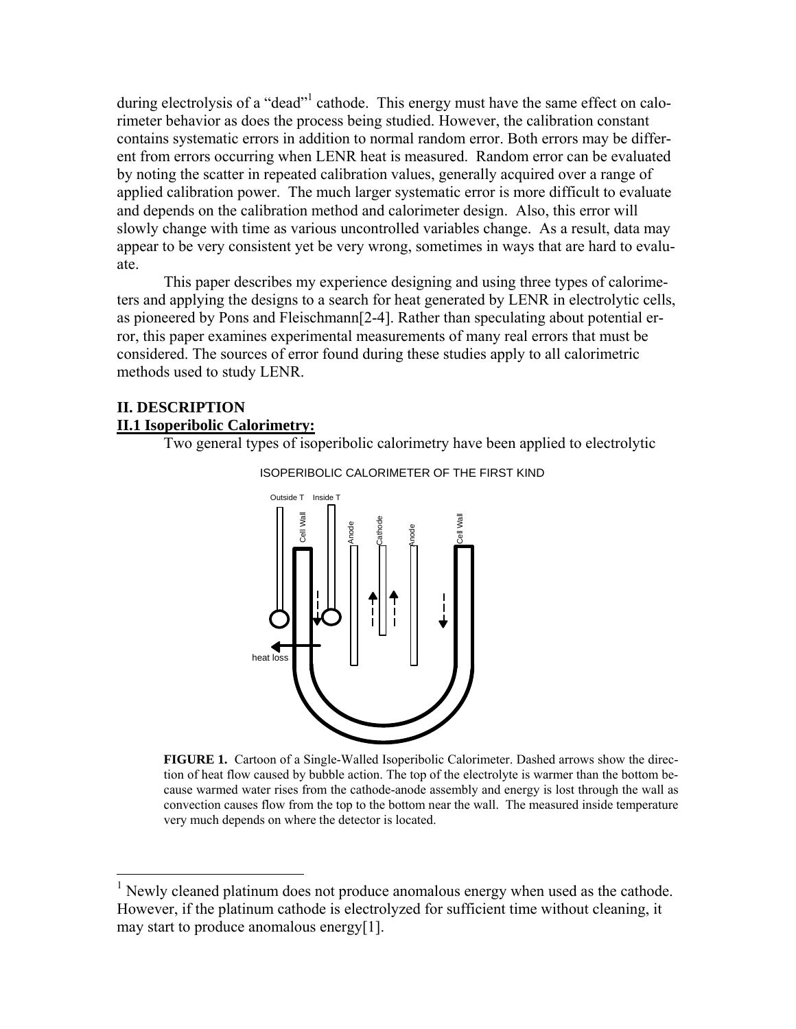during electrolysis of a "dead"[1] cathode. This energy must have the same effect on calorimeter behavior as does the process being studied. However, the calibration constant contains systematic errors in addition to normal random error. Both errors may be different from errors occurring when LENR heat is measured. Random error can be evaluated by noting the scatter in repeated calibration values, generally acquired over a range of applied calibration power. The much larger systematic error is more difficult to evaluate and depends on the calibration method and calorimeter design. Also, this error will slowly change with time as various uncontrolled variables change. As a result, data may appear to be very consistent yet be very wrong, sometimes in ways that are hard to evaluate.

This paper describes my experience designing and using three types of calorimeters and applying the designs to a search for heat generated by LENR in electrolytic cells, as pioneered by Pons and Fleischmann[2-4]. Rather than speculating about potential error, this paper examines experimental measurements of many real errors that must be considered. The sources of error found during these studies apply to all calorimetric methods used to study LENR.

## II. DESCRIPTION

### II.1 Isoperibolic Calorimetry:

Two general types of isoperibolic calorimetry have been applied to electrolytic

ISOPERIBOLIC CALORIMETER OF THE FIRST KIND

Outside T Inside T Cell Wall Anode Cathode Anode Cell Wall heat loss

**FIGURE 1.** Cartoon of a Single-Walled Isoperibolic Calorimeter. Dashed arrows show the direction of heat flow caused by bubble action. The top of the electrolyte is warmer than the bottom because warmed water rises from the cathode-anode assembly and energy is lost through the wall as convection causes flow from the top to the bottom near the wall. The measured inside temperature very much depends on where the detector is located.

---

[1] Newly cleaned platinum does not produce anomalous energy when used as the cathode. However, if the platinum cathode is electrolyzed for sufficient time without cleaning, it may start to produce anomalous energy[1].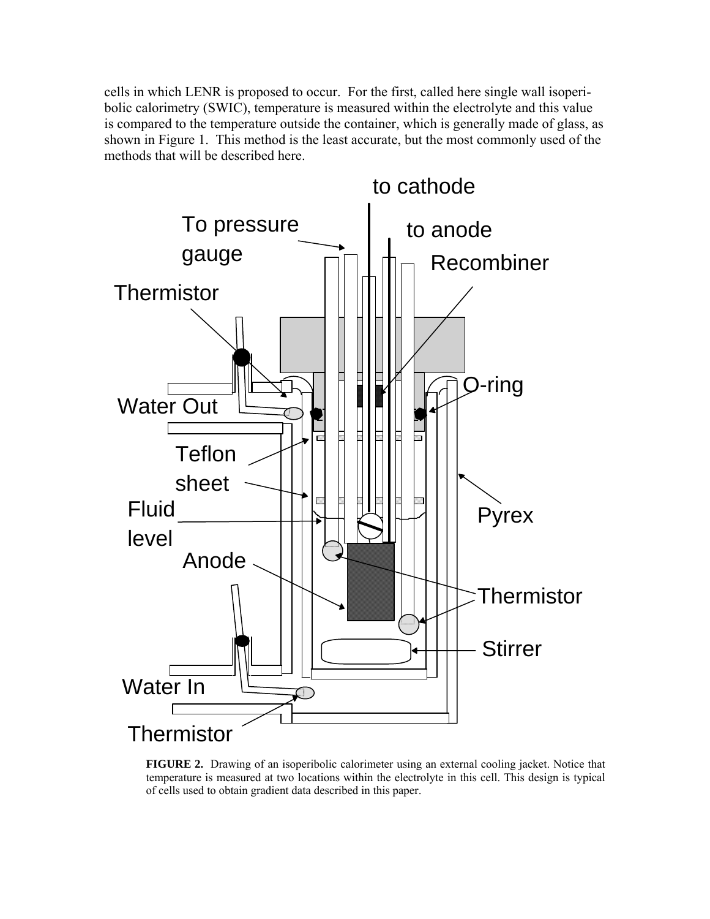cells in which LENR is proposed to occur. For the first, called here single wall isoperibolic calorimetry (SWIC), temperature is measured within the electrolyte and this value is compared to the temperature outside the container, which is generally made of glass, as shown in Figure 1. This method is the least accurate, but the most commonly used of the methods that will be described here.

**FIGURE 2.** Drawing of an isoperibolic calorimeter using an external cooling jacket. Notice that temperature is measured at two locations within the electrolyte in this cell. This design is typical of cells used to obtain gradient data described in this paper.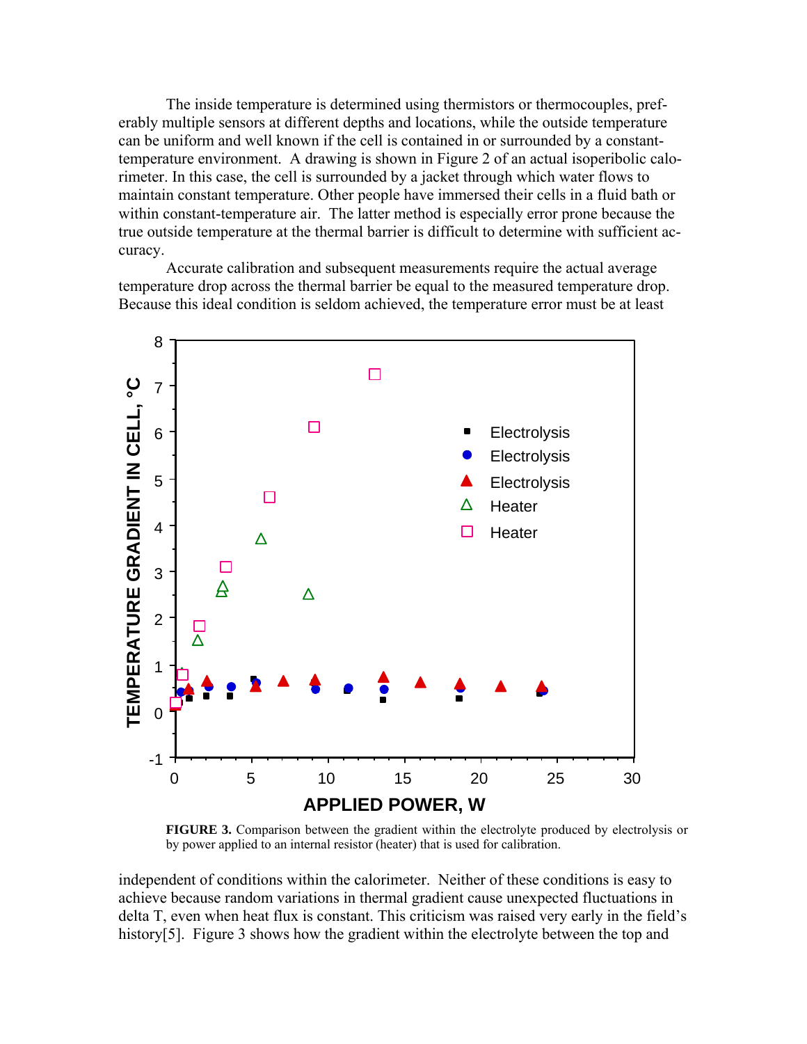The inside temperature is determined using thermistors or thermocouples, preferably multiple sensors at different depths and locations, while the outside temperature can be uniform and well known if the cell is contained in or surrounded by a constant-temperature environment. A drawing is shown in Figure 2 of an actual isoperibolic calorimeter. In this case, the cell is surrounded by a jacket through which water flows to maintain constant temperature. Other people have immersed their cells in a fluid bath or within constant-temperature air. The latter method is especially error prone because the true outside temperature at the thermal barrier is difficult to determine with sufficient accuracy.

Accurate calibration and subsequent measurements require the actual average temperature drop across the thermal barrier be equal to the measured temperature drop. Because this ideal condition is seldom achieved, the temperature error must be at least

**FIGURE 3.** Comparison between the gradient within the electrolyte produced by electrolysis or by power applied to an internal resistor (heater) that is used for calibration.

independent of conditions within the calorimeter. Neither of these conditions is easy to achieve because random variations in thermal gradient cause unexpected fluctuations in delta T, even when heat flux is constant. This criticism was raised very early in the field's history[5]. Figure 3 shows how the gradient within the electrolyte between the top and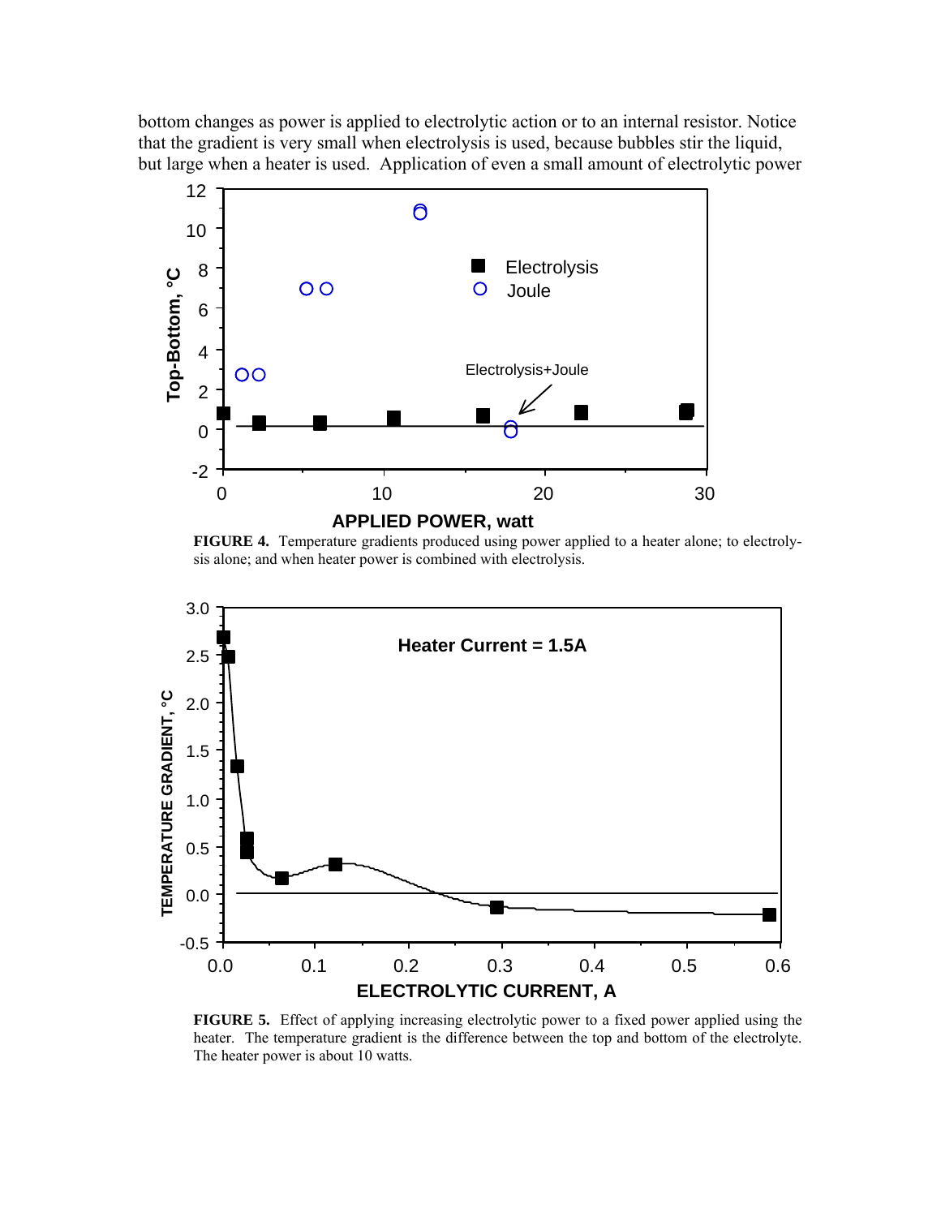bottom changes as power is applied to electrolytic action or to an internal resistor. Notice that the gradient is very small when electrolysis is used, because bubbles stir the liquid, but large when a heater is used. Application of even a small amount of electrolytic power

**FIGURE 4.** Temperature gradients produced using power applied to a heater alone; to electrolysis alone; and when heater power is combined with electrolysis.

**FIGURE 5.** Effect of applying increasing electrolytic power to a fixed power applied using the heater. The temperature gradient is the difference between the top and bottom of the electrolyte. The heater power is about 10 watts.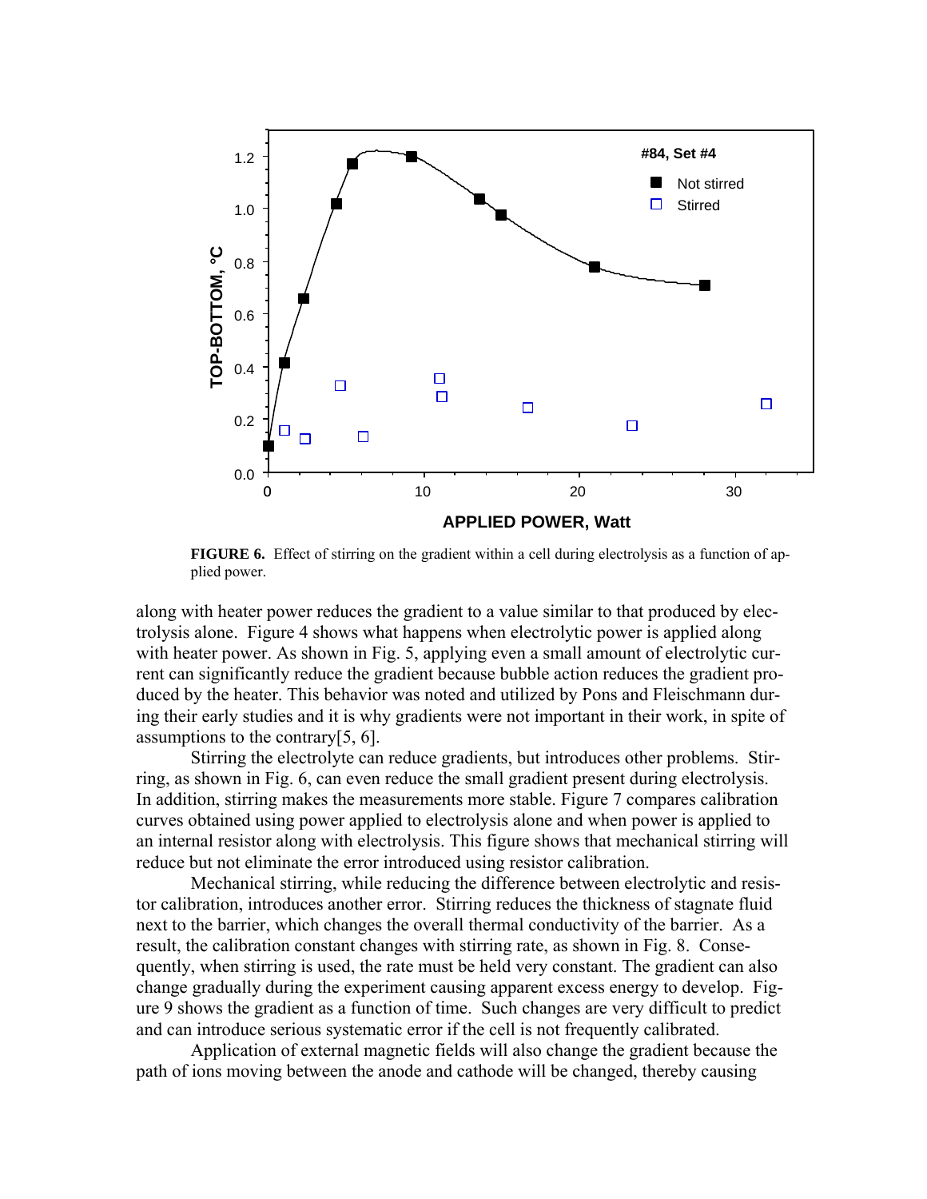**FIGURE 6.** Effect of stirring on the gradient within a cell during electrolysis as a function of applied power.

along with heater power reduces the gradient to a value similar to that produced by electrolysis alone. Figure 4 shows what happens when electrolytic power is applied along with heater power. As shown in Fig. 5, applying even a small amount of electrolytic current can significantly reduce the gradient because bubble action reduces the gradient produced by the heater. This behavior was noted and utilized by Pons and Fleischmann during their early studies and it is why gradients were not important in their work, in spite of assumptions to the contrary[5, 6].

Stirring the electrolyte can reduce gradients, but introduces other problems. Stirring, as shown in Fig. 6, can even reduce the small gradient present during electrolysis. In addition, stirring makes the measurements more stable. Figure 7 compares calibration curves obtained using power applied to electrolysis alone and when power is applied to an internal resistor along with electrolysis. This figure shows that mechanical stirring will reduce but not eliminate the error introduced using resistor calibration.

Mechanical stirring, while reducing the difference between electrolytic and resistor calibration, introduces another error. Stirring reduces the thickness of stagnate fluid next to the barrier, which changes the overall thermal conductivity of the barrier. As a result, the calibration constant changes with stirring rate, as shown in Fig. 8. Consequently, when stirring is used, the rate must be held very constant. The gradient can also change gradually during the experiment causing apparent excess energy to develop. Figure 9 shows the gradient as a function of time. Such changes are very difficult to predict and can introduce serious systematic error if the cell is not frequently calibrated.

Application of external magnetic fields will also change the gradient because the path of ions moving between the anode and cathode will be changed, thereby causing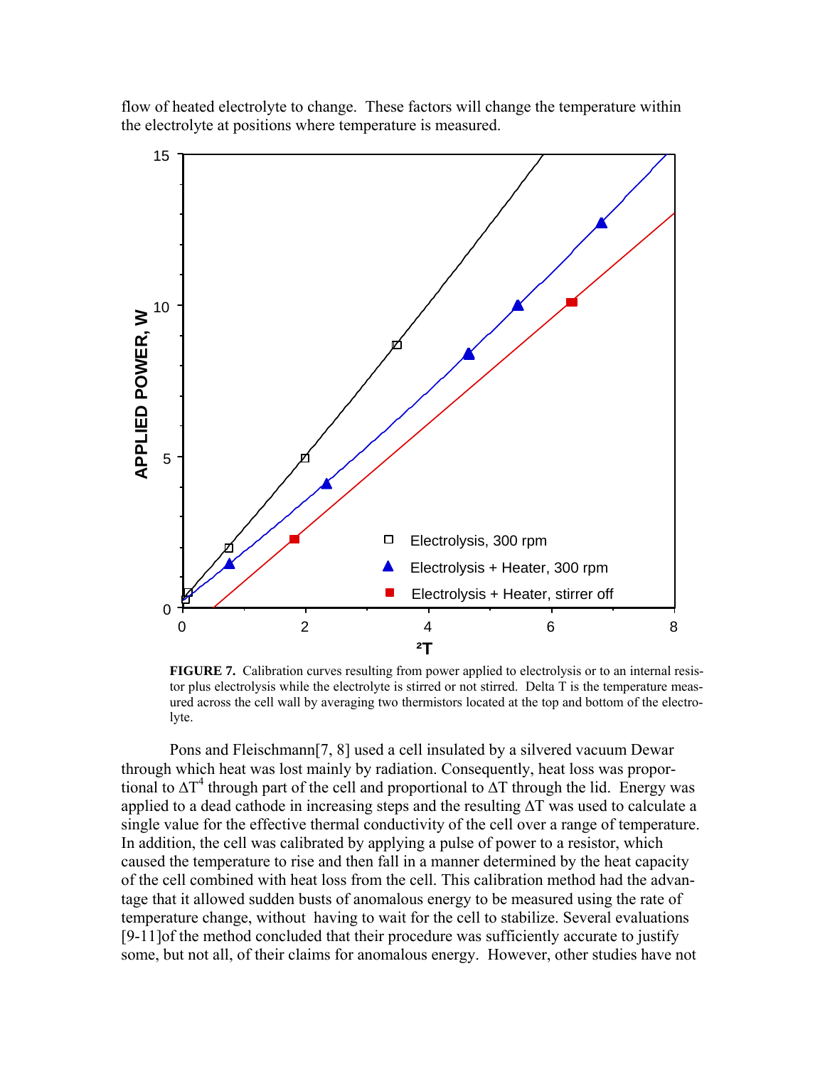flow of heated electrolyte to change. These factors will change the temperature within the electrolyte at positions where temperature is measured.

**FIGURE 7.** Calibration curves resulting from power applied to electrolysis or to an internal resistor plus electrolysis while the electrolyte is stirred or not stirred. Delta T is the temperature measured across the cell wall by averaging two thermistors located at the top and bottom of the electrolyte.

Pons and Fleischmann[7, 8] used a cell insulated by a silvered vacuum Dewar through which heat was lost mainly by radiation. Consequently, heat loss was proportional to $\Delta T^4$ through part of the cell and proportional to $\Delta T$ through the lid. Energy was applied to a dead cathode in increasing steps and the resulting $\Delta T$ was used to calculate a single value for the effective thermal conductivity of the cell over a range of temperature. In addition, the cell was calibrated by applying a pulse of power to a resistor, which caused the temperature to rise and then fall in a manner determined by the heat capacity of the cell combined with heat loss from the cell. This calibration method had the advantage that it allowed sudden busts of anomalous energy to be measured using the rate of temperature change, without having to wait for the cell to stabilize. Several evaluations [9-11]of the method concluded that their procedure was sufficiently accurate to justify some, but not all, of their claims for anomalous energy. However, other studies have not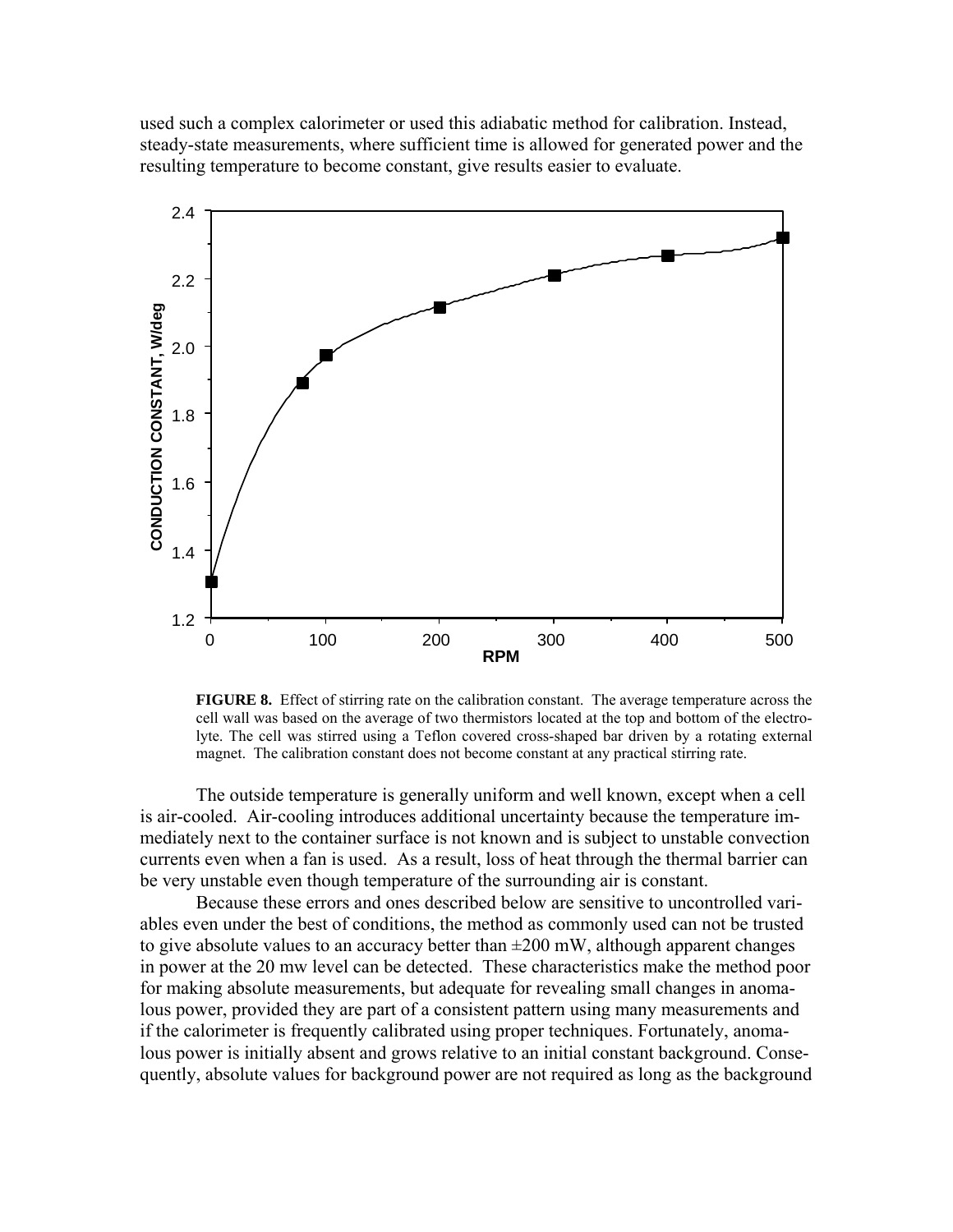used such a complex calorimeter or used this adiabatic method for calibration. Instead, steady-state measurements, where sufficient time is allowed for generated power and the resulting temperature to become constant, give results easier to evaluate.

**FIGURE 8.** Effect of stirring rate on the calibration constant. The average temperature across the cell wall was based on the average of two thermistors located at the top and bottom of the electrolyte. The cell was stirred using a Teflon covered cross-shaped bar driven by a rotating external magnet. The calibration constant does not become constant at any practical stirring rate.

The outside temperature is generally uniform and well known, except when a cell is air-cooled. Air-cooling introduces additional uncertainty because the temperature immediately next to the container surface is not known and is subject to unstable convection currents even when a fan is used. As a result, loss of heat through the thermal barrier can be very unstable even though temperature of the surrounding air is constant.

Because these errors and ones described below are sensitive to uncontrolled variables even under the best of conditions, the method as commonly used can not be trusted to give absolute values to an accuracy better than ±200 mW, although apparent changes in power at the 20 mw level can be detected. These characteristics make the method poor for making absolute measurements, but adequate for revealing small changes in anomalous power, provided they are part of a consistent pattern using many measurements and if the calorimeter is frequently calibrated using proper techniques. Fortunately, anomalous power is initially absent and grows relative to an initial constant background. Consequently, absolute values for background power are not required as long as the background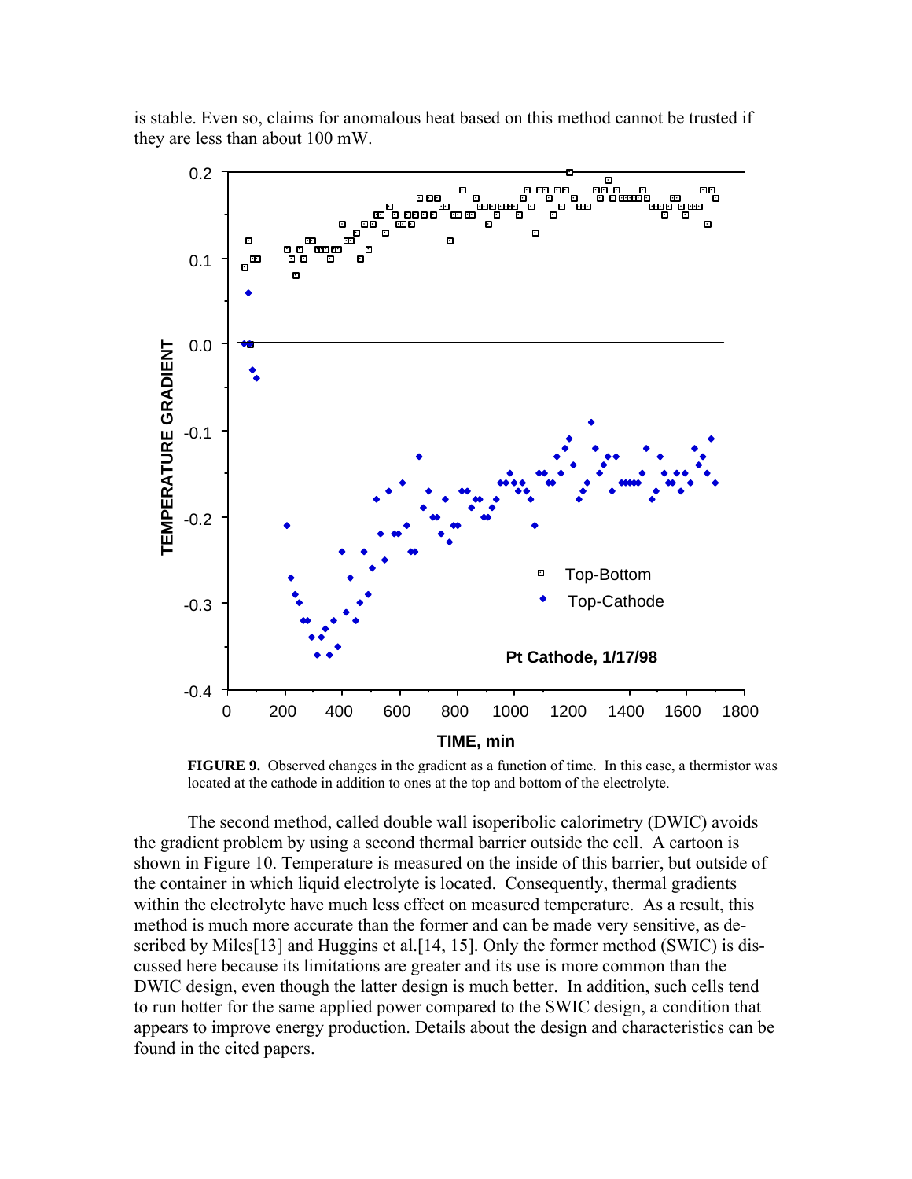is stable. Even so, claims for anomalous heat based on this method cannot be trusted if they are less than about 100 mW.

**FIGURE 9.** Observed changes in the gradient as a function of time. In this case, a thermistor was located at the cathode in addition to ones at the top and bottom of the electrolyte.

The second method, called double wall isoperibolic calorimetry (DWIC) avoids the gradient problem by using a second thermal barrier outside the cell. A cartoon is shown in Figure 10. Temperature is measured on the inside of this barrier, but outside of the container in which liquid electrolyte is located. Consequently, thermal gradients within the electrolyte have much less effect on measured temperature. As a result, this method is much more accurate than the former and can be made very sensitive, as described by Miles[13] and Huggins et al.[14, 15]. Only the former method (SWIC) is discussed here because its limitations are greater and its use is more common than the DWIC design, even though the latter design is much better. In addition, such cells tend to run hotter for the same applied power compared to the SWIC design, a condition that appears to improve energy production. Details about the design and characteristics can be found in the cited papers.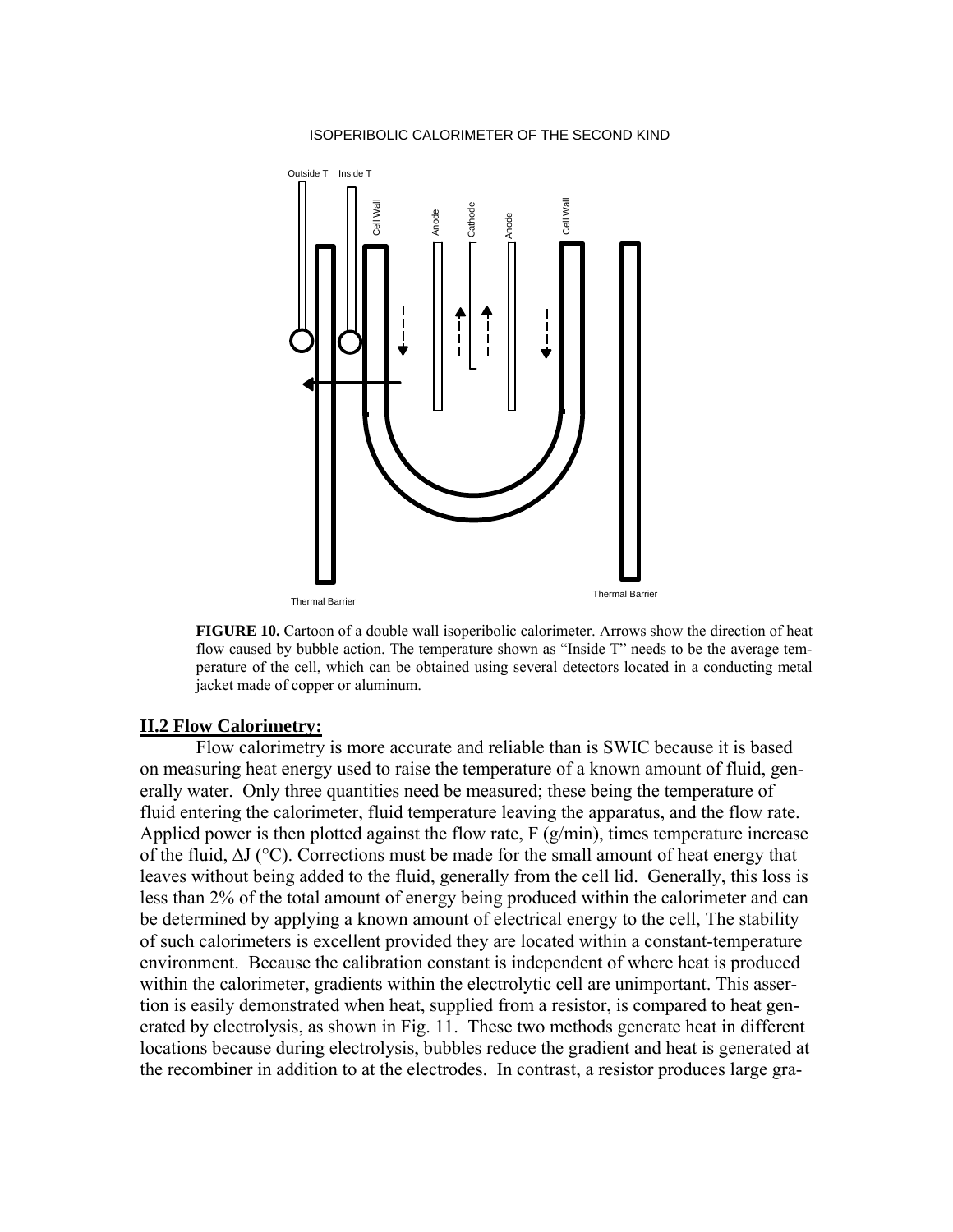ISOPERIBOLIC CALORIMETER OF THE SECOND KIND

**FIGURE 10.** Cartoon of a double wall isoperibolic calorimeter. Arrows show the direction of heat flow caused by bubble action. The temperature shown as "Inside T" needs to be the average temperature of the cell, which can be obtained using several detectors located in a conducting metal jacket made of copper or aluminum.

## II.2 Flow Calorimetry:

Flow calorimetry is more accurate and reliable than is SWIC because it is based on measuring heat energy used to raise the temperature of a known amount of fluid, generally water. Only three quantities need be measured; these being the temperature of fluid entering the calorimeter, fluid temperature leaving the apparatus, and the flow rate. Applied power is then plotted against the flow rate, F (g/min), times temperature increase of the fluid, $\Delta J$ (°C). Corrections must be made for the small amount of heat energy that leaves without being added to the fluid, generally from the cell lid. Generally, this loss is less than 2% of the total amount of energy being produced within the calorimeter and can be determined by applying a known amount of electrical energy to the cell, The stability of such calorimeters is excellent provided they are located within a constant-temperature environment. Because the calibration constant is independent of where heat is produced within the calorimeter, gradients within the electrolytic cell are unimportant. This assertion is easily demonstrated when heat, supplied from a resistor, is compared to heat generated by electrolysis, as shown in Fig. 11. These two methods generate heat in different locations because during electrolysis, bubbles reduce the gradient and heat is generated at the recombiner in addition to at the electrodes. In contrast, a resistor produces large gra-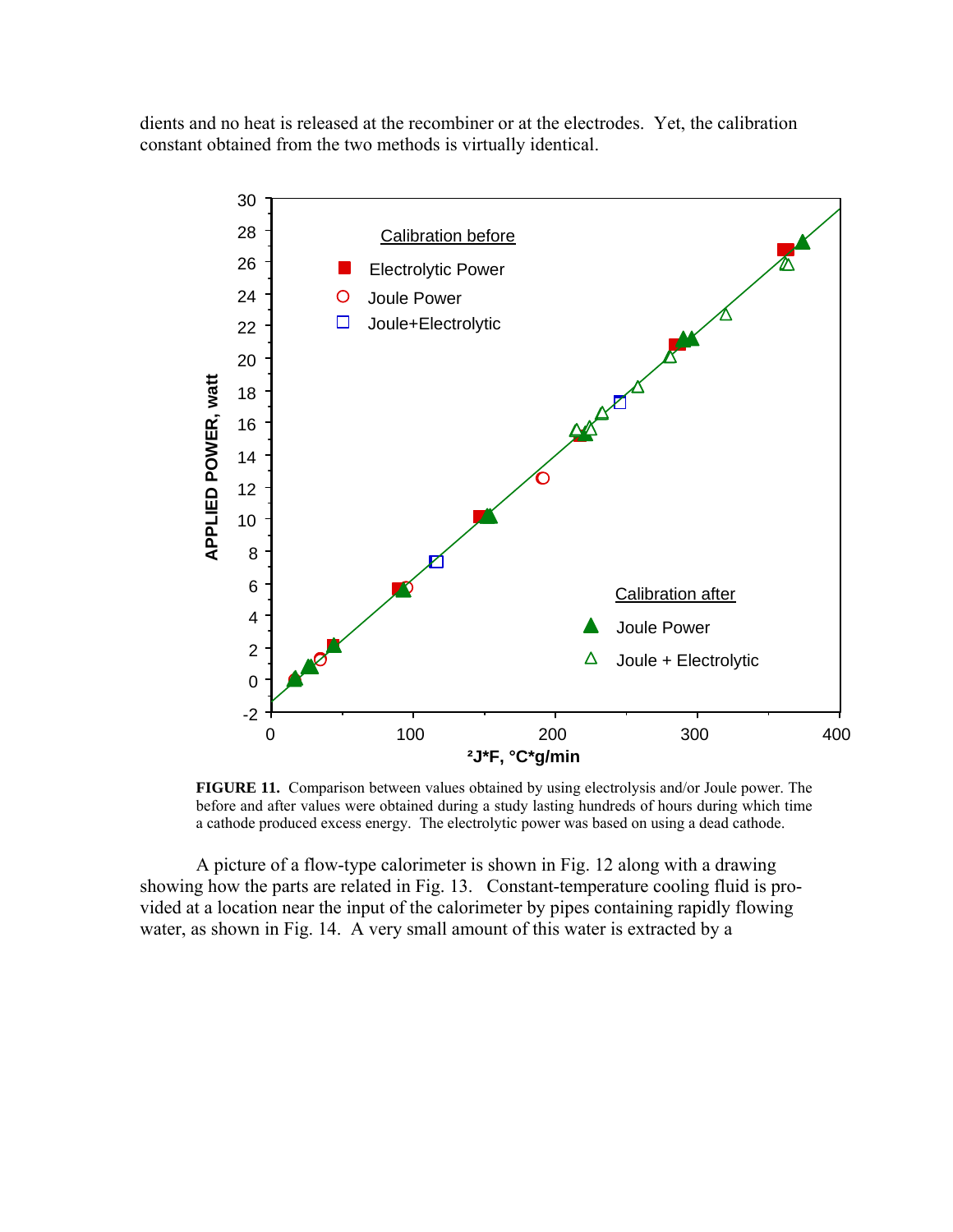dients and no heat is released at the recombiner or at the electrodes. Yet, the calibration constant obtained from the two methods is virtually identical.

**FIGURE 11.** Comparison between values obtained by using electrolysis and/or Joule power. The before and after values were obtained during a study lasting hundreds of hours during which time a cathode produced excess energy. The electrolytic power was based on using a dead cathode.

A picture of a flow-type calorimeter is shown in Fig. 12 along with a drawing showing how the parts are related in Fig. 13. Constant-temperature cooling fluid is provided at a location near the input of the calorimeter by pipes containing rapidly flowing water, as shown in Fig. 14. A very small amount of this water is extracted by a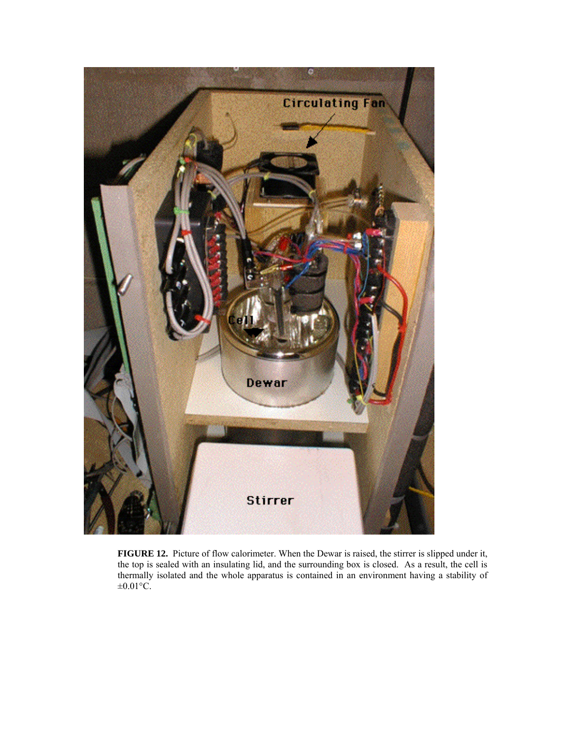**FIGURE 12.** Picture of flow calorimeter. When the Dewar is raised, the stirrer is slipped under it, the top is sealed with an insulating lid, and the surrounding box is closed. As a result, the cell is thermally isolated and the whole apparatus is contained in an environment having a stability of ±0.01°C.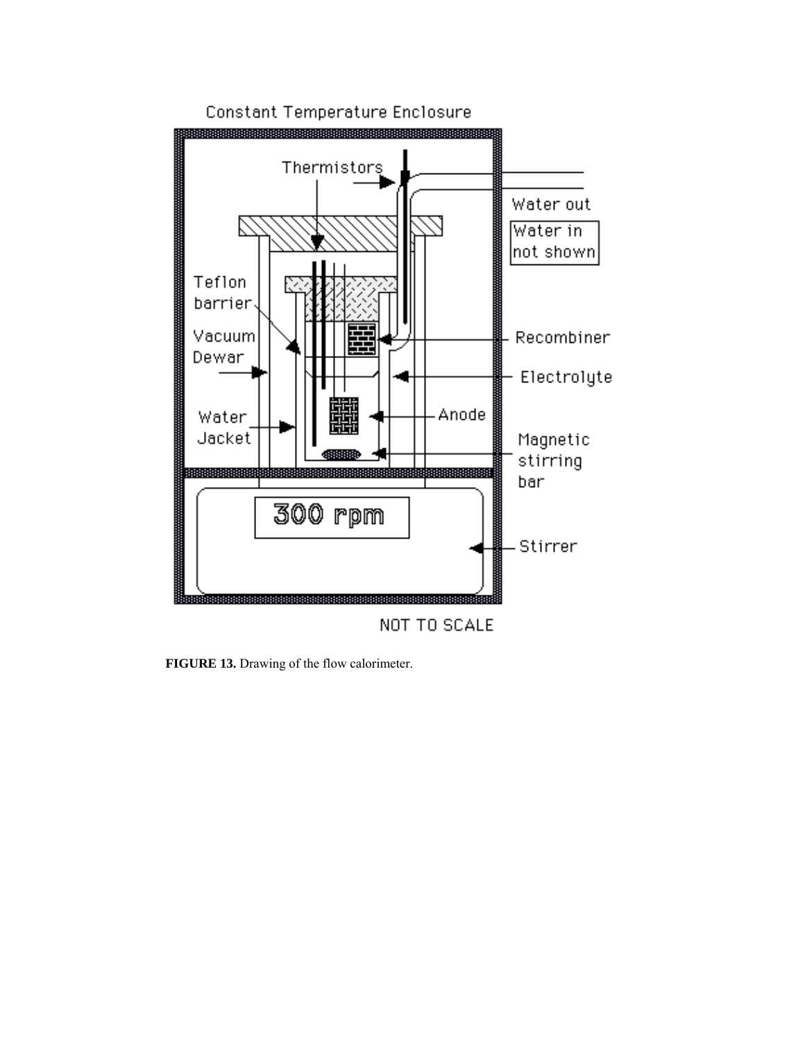FIGURE 13. Drawing of the flow calorimeter.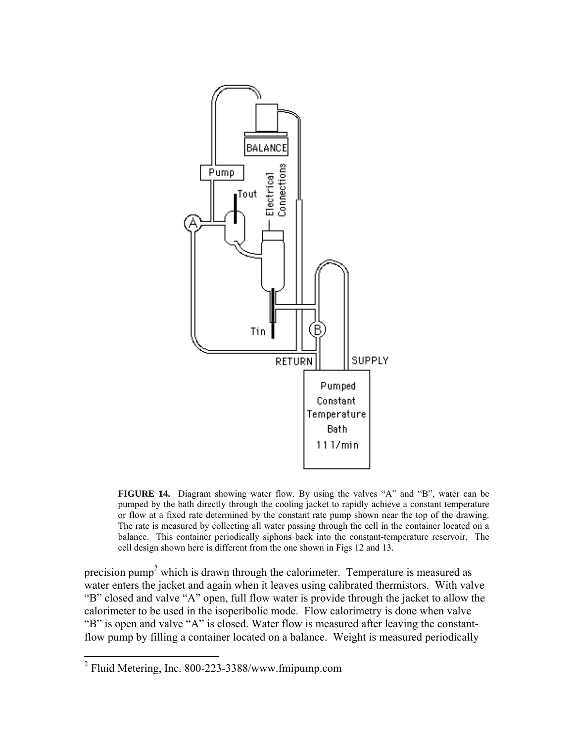**FIGURE 14.** Diagram showing water flow. By using the valves "A" and "B", water can be pumped by the bath directly through the cooling jacket to rapidly achieve a constant temperature or flow at a fixed rate determined by the constant rate pump shown near the top of the drawing. The rate is measured by collecting all water passing through the cell in the container located on a balance. This container periodically siphons back into the constant-temperature reservoir. The cell design shown here is different from the one shown in Figs 12 and 13.

precision pump[2] which is drawn through the calorimeter. Temperature is measured as water enters the jacket and again when it leaves using calibrated thermistors. With valve "B" closed and valve "A" open, full flow water is provide through the jacket to allow the calorimeter to be used in the isoperibolic mode. Flow calorimetry is done when valve "B" is open and valve "A" is closed. Water flow is measured after leaving the constant-flow pump by filling a container located on a balance. Weight is measured periodically

[2] Fluid Metering, Inc. 800-223-3388/www.fmipump.com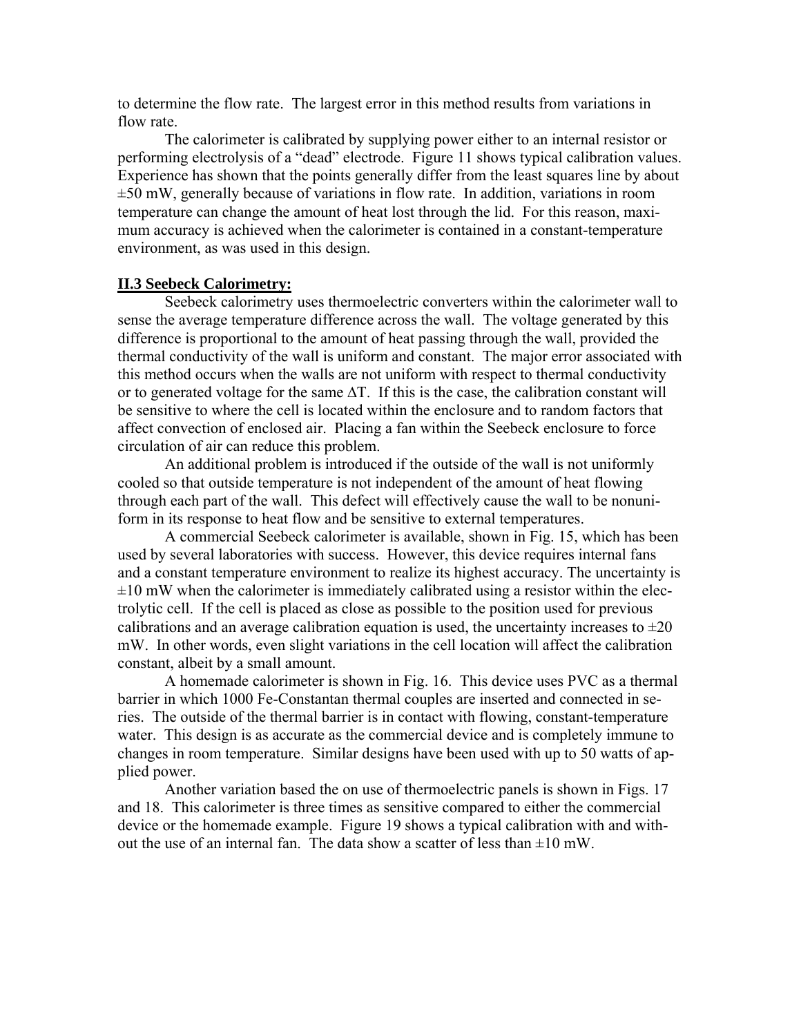to determine the flow rate. The largest error in this method results from variations in flow rate.

The calorimeter is calibrated by supplying power either to an internal resistor or performing electrolysis of a "dead" electrode. Figure 11 shows typical calibration values. Experience has shown that the points generally differ from the least squares line by about ±50 mW, generally because of variations in flow rate. In addition, variations in room temperature can change the amount of heat lost through the lid. For this reason, maximum accuracy is achieved when the calorimeter is contained in a constant-temperature environment, as was used in this design.

## II.3 Seebeck Calorimetry:

Seebeck calorimetry uses thermoelectric converters within the calorimeter wall to sense the average temperature difference across the wall. The voltage generated by this difference is proportional to the amount of heat passing through the wall, provided the thermal conductivity of the wall is uniform and constant. The major error associated with this method occurs when the walls are not uniform with respect to thermal conductivity or to generated voltage for the same $\Delta T$. If this is the case, the calibration constant will be sensitive to where the cell is located within the enclosure and to random factors that affect convection of enclosed air. Placing a fan within the Seebeck enclosure to force circulation of air can reduce this problem.

An additional problem is introduced if the outside of the wall is not uniformly cooled so that outside temperature is not independent of the amount of heat flowing through each part of the wall. This defect will effectively cause the wall to be nonuniform in its response to heat flow and be sensitive to external temperatures.

A commercial Seebeck calorimeter is available, shown in Fig. 15, which has been used by several laboratories with success. However, this device requires internal fans and a constant temperature environment to realize its highest accuracy. The uncertainty is ±10 mW when the calorimeter is immediately calibrated using a resistor within the electrolytic cell. If the cell is placed as close as possible to the position used for previous calibrations and an average calibration equation is used, the uncertainty increases to ±20 mW. In other words, even slight variations in the cell location will affect the calibration constant, albeit by a small amount.

A homemade calorimeter is shown in Fig. 16. This device uses PVC as a thermal barrier in which 1000 Fe-Constantan thermal couples are inserted and connected in series. The outside of the thermal barrier is in contact with flowing, constant-temperature water. This design is as accurate as the commercial device and is completely immune to changes in room temperature. Similar designs have been used with up to 50 watts of applied power.

Another variation based the on use of thermoelectric panels is shown in Figs. 17 and 18. This calorimeter is three times as sensitive compared to either the commercial device or the homemade example. Figure 19 shows a typical calibration with and without the use of an internal fan. The data show a scatter of less than ±10 mW.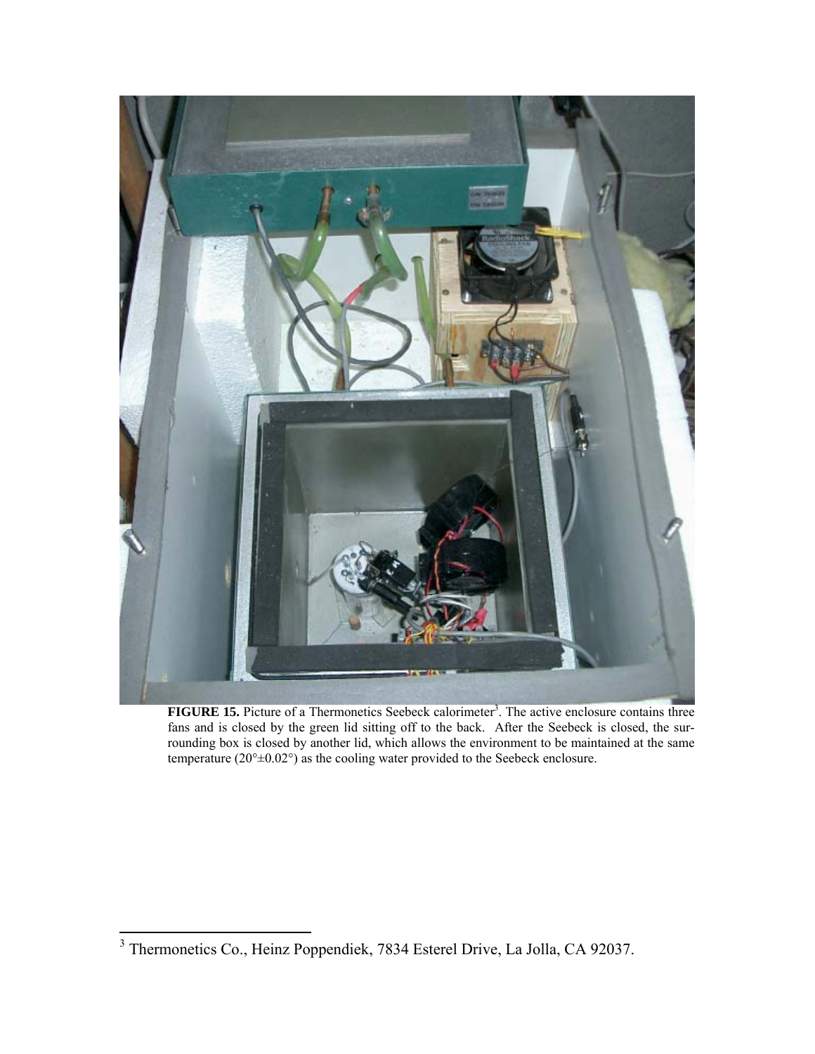**FIGURE 15.** Picture of a Thermonetics Seebeck calorimeter[3]. The active enclosure contains three fans and is closed by the green lid sitting off to the back. After the Seebeck is closed, the surrounding box is closed by another lid, which allows the environment to be maintained at the same temperature (20°±0.02°) as the cooling water provided to the Seebeck enclosure.

[3] Thermonetics Co., Heinz Poppendiek, 7834 Esterel Drive, La Jolla, CA 92037.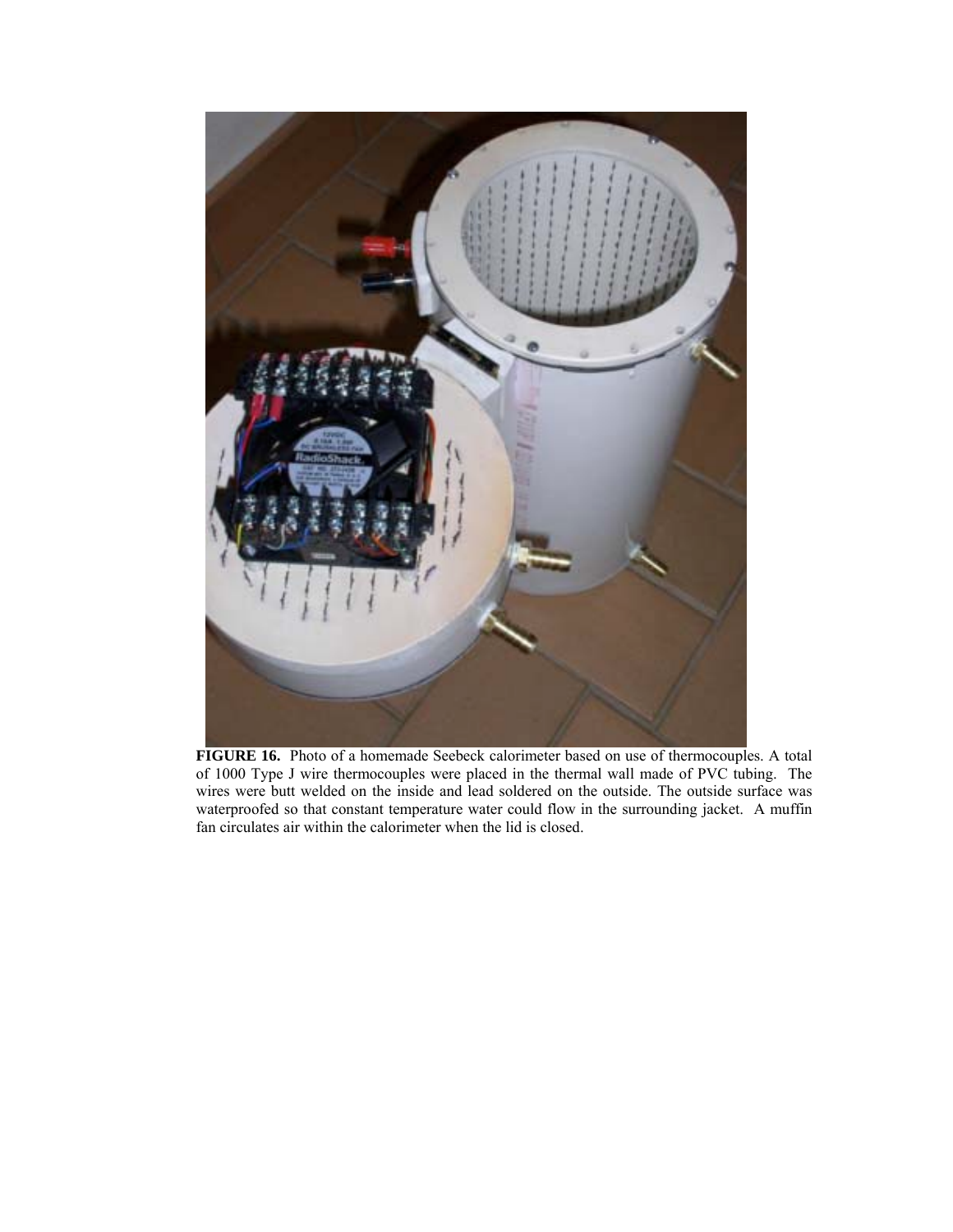**FIGURE 16.** Photo of a homemade Seebeck calorimeter based on use of thermocouples. A total of 1000 Type J wire thermocouples were placed in the thermal wall made of PVC tubing. The wires were butt welded on the inside and lead soldered on the outside. The outside surface was waterproofed so that constant temperature water could flow in the surrounding jacket. A muffin fan circulates air within the calorimeter when the lid is closed.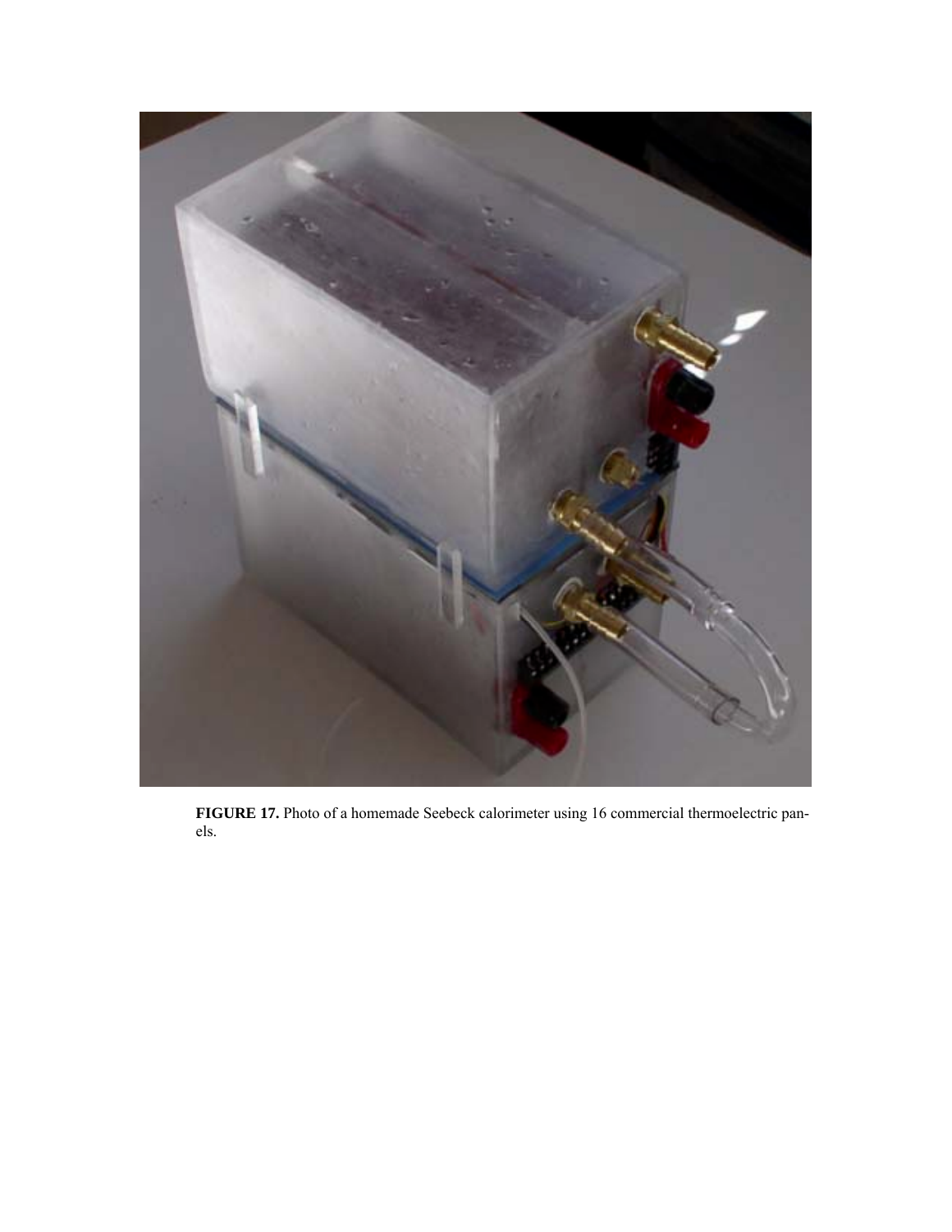**FIGURE 17.** Photo of a homemade Seebeck calorimeter using 16 commercial thermoelectric panels.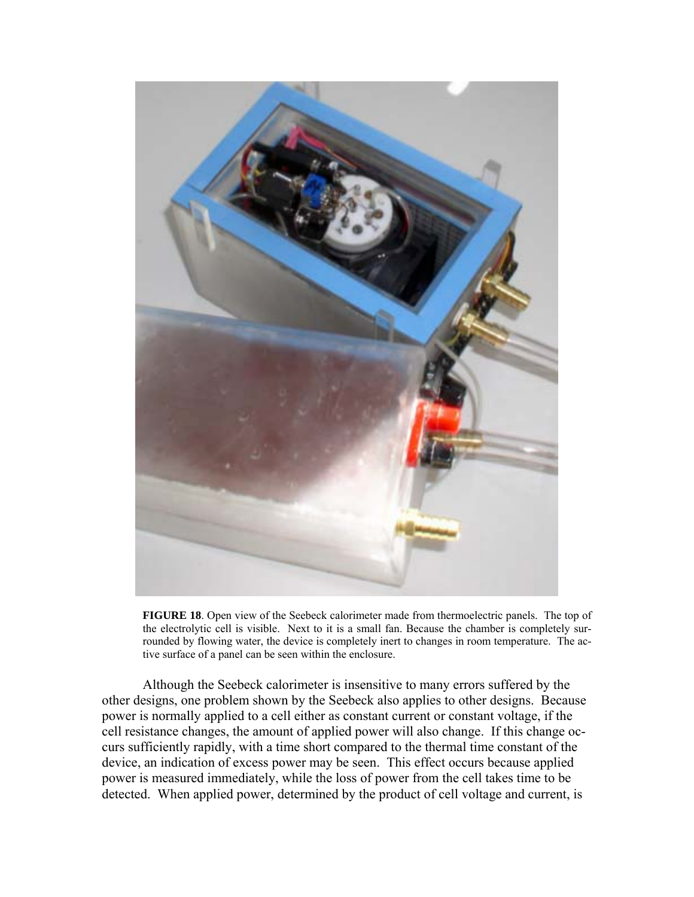**FIGURE 18**. Open view of the Seebeck calorimeter made from thermoelectric panels. The top of the electrolytic cell is visible. Next to it is a small fan. Because the chamber is completely surrounded by flowing water, the device is completely inert to changes in room temperature. The active surface of a panel can be seen within the enclosure.

Although the Seebeck calorimeter is insensitive to many errors suffered by the other designs, one problem shown by the Seebeck also applies to other designs. Because power is normally applied to a cell either as constant current or constant voltage, if the cell resistance changes, the amount of applied power will also change. If this change occurs sufficiently rapidly, with a time short compared to the thermal time constant of the device, an indication of excess power may be seen. This effect occurs because applied power is measured immediately, while the loss of power from the cell takes time to be detected. When applied power, determined by the product of cell voltage and current, is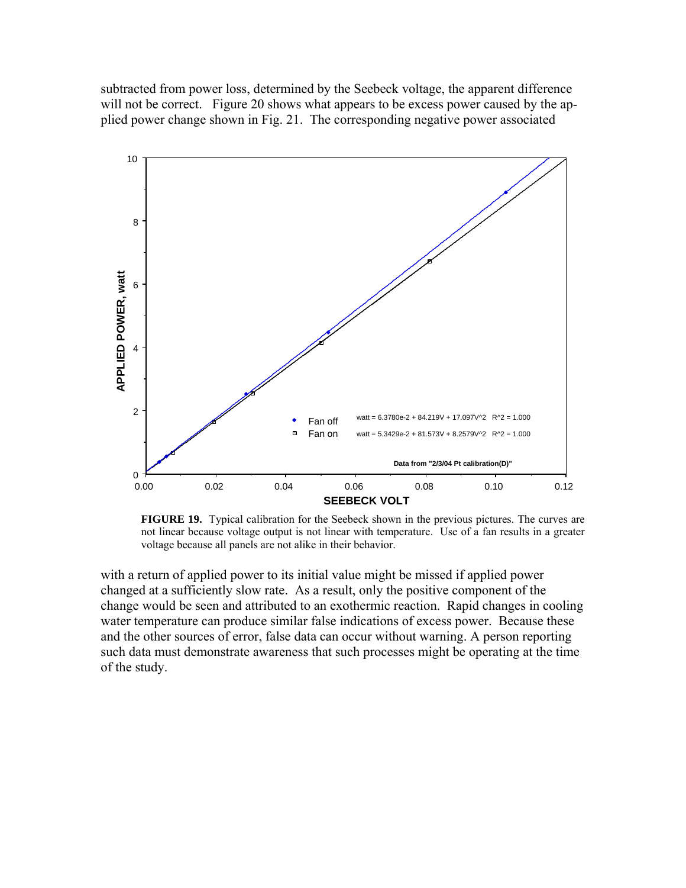subtracted from power loss, determined by the Seebeck voltage, the apparent difference will not be correct. Figure 20 shows what appears to be excess power caused by the applied power change shown in Fig. 21. The corresponding negative power associated

**FIGURE 19.** Typical calibration for the Seebeck shown in the previous pictures. The curves are not linear because voltage output is not linear with temperature. Use of a fan results in a greater voltage because all panels are not alike in their behavior.

with a return of applied power to its initial value might be missed if applied power changed at a sufficiently slow rate. As a result, only the positive component of the change would be seen and attributed to an exothermic reaction. Rapid changes in cooling water temperature can produce similar false indications of excess power. Because these and the other sources of error, false data can occur without warning. A person reporting such data must demonstrate awareness that such processes might be operating at the time of the study.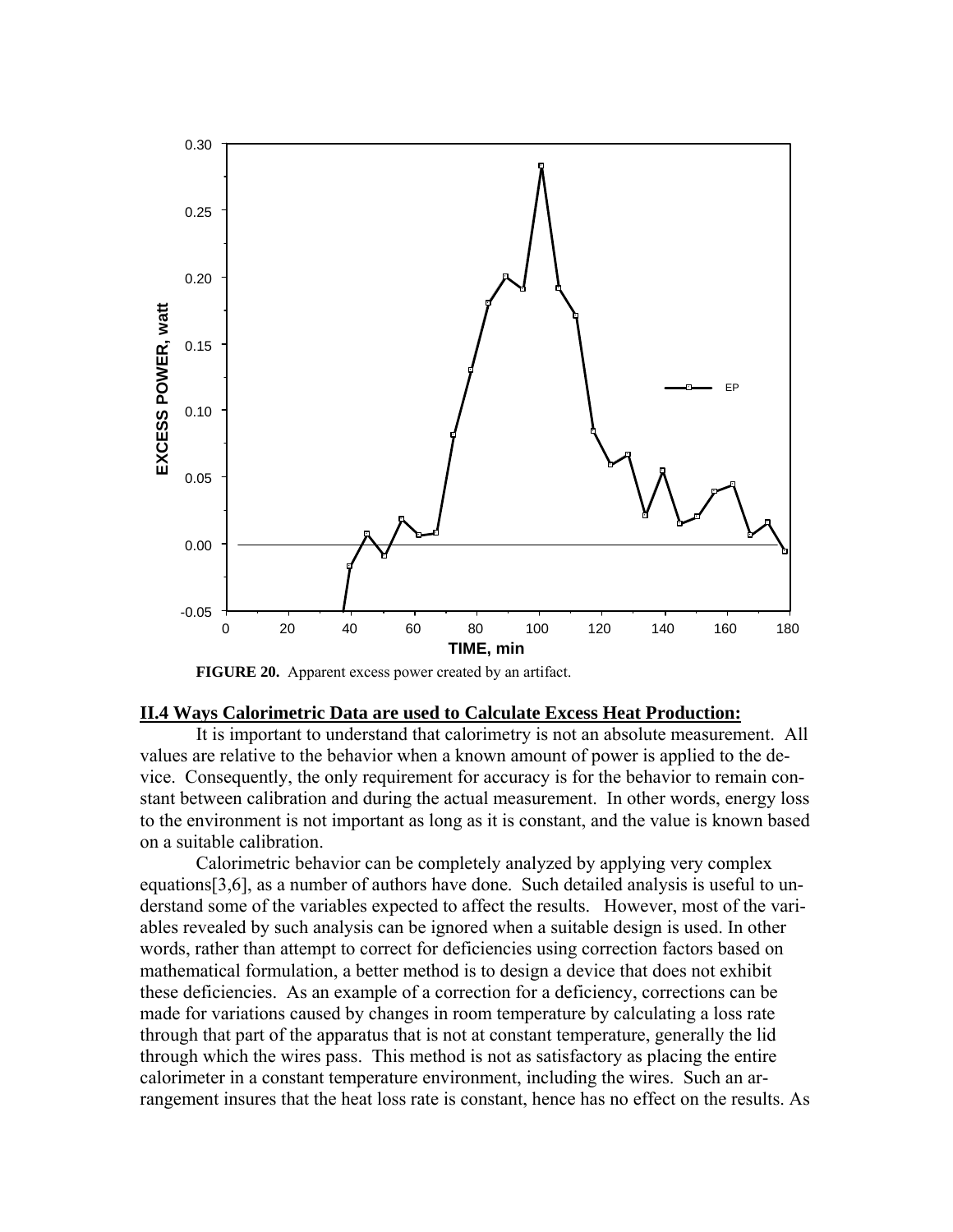**FIGURE 20.** Apparent excess power created by an artifact.

## II.4 Ways Calorimetric Data are used to Calculate Excess Heat Production:

It is important to understand that calorimetry is not an absolute measurement. All values are relative to the behavior when a known amount of power is applied to the device. Consequently, the only requirement for accuracy is for the behavior to remain constant between calibration and during the actual measurement. In other words, energy loss to the environment is not important as long as it is constant, and the value is known based on a suitable calibration.

Calorimetric behavior can be completely analyzed by applying very complex equations[3,6], as a number of authors have done. Such detailed analysis is useful to understand some of the variables expected to affect the results. However, most of the variables revealed by such analysis can be ignored when a suitable design is used. In other words, rather than attempt to correct for deficiencies using correction factors based on mathematical formulation, a better method is to design a device that does not exhibit these deficiencies. As an example of a correction for a deficiency, corrections can be made for variations caused by changes in room temperature by calculating a loss rate through that part of the apparatus that is not at constant temperature, generally the lid through which the wires pass. This method is not as satisfactory as placing the entire calorimeter in a constant temperature environment, including the wires. Such an arrangement insures that the heat loss rate is constant, hence has no effect on the results. As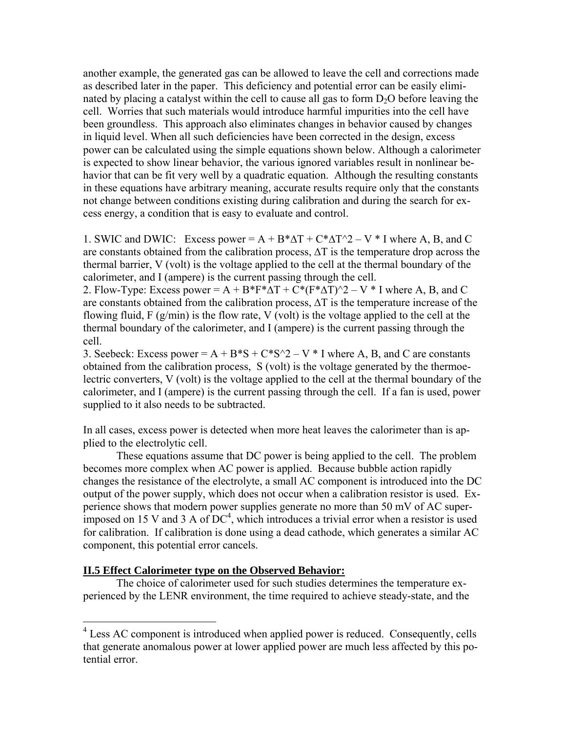another example, the generated gas can be allowed to leave the cell and corrections made as described later in the paper. This deficiency and potential error can be easily eliminated by placing a catalyst within the cell to cause all gas to form $D_2O$ before leaving the cell. Worries that such materials would introduce harmful impurities into the cell have been groundless. This approach also eliminates changes in behavior caused by changes in liquid level. When all such deficiencies have been corrected in the design, excess power can be calculated using the simple equations shown below. Although a calorimeter is expected to show linear behavior, the various ignored variables result in nonlinear behavior that can be fit very well by a quadratic equation. Although the resulting constants in these equations have arbitrary meaning, accurate results require only that the constants not change between conditions existing during calibration and during the search for excess energy, a condition that is easy to evaluate and control.

1. SWIC and DWIC: Excess power = $A + B*\Delta T + C*\Delta T^2 - V * I$ where A, B, and C are constants obtained from the calibration process, $\Delta T$ is the temperature drop across the thermal barrier, V (volt) is the voltage applied to the cell at the thermal boundary of the calorimeter, and I (ampere) is the current passing through the cell.
2. Flow-Type: Excess power = $A + B*F*\Delta T + C*(F*\Delta T)^2 - V * I$ where A, B, and C are constants obtained from the calibration process, $\Delta T$ is the temperature increase of the flowing fluid, F (g/min) is the flow rate, V (volt) is the voltage applied to the cell at the thermal boundary of the calorimeter, and I (ampere) is the current passing through the cell.
3. Seebeck: Excess power = $A + B*S + C*S^2 - V * I$ where A, B, and C are constants obtained from the calibration process, S (volt) is the voltage generated by the thermoelectric converters, V (volt) is the voltage applied to the cell at the thermal boundary of the calorimeter, and I (ampere) is the current passing through the cell. If a fan is used, power supplied to it also needs to be subtracted.

In all cases, excess power is detected when more heat leaves the calorimeter than is applied to the electrolytic cell.

These equations assume that DC power is being applied to the cell. The problem becomes more complex when AC power is applied. Because bubble action rapidly changes the resistance of the electrolyte, a small AC component is introduced into the DC output of the power supply, which does not occur when a calibration resistor is used. Experience shows that modern power supplies generate no more than 50 mV of AC superimposed on 15 V and 3 A of DC[4], which introduces a trivial error when a resistor is used for calibration. If calibration is done using a dead cathode, which generates a similar AC component, this potential error cancels.

## II.5 Effect Calorimeter type on the Observed Behavior:

The choice of calorimeter used for such studies determines the temperature experienced by the LENR environment, the time required to achieve steady-state, and the

[4] Less AC component is introduced when applied power is reduced. Consequently, cells that generate anomalous power at lower applied power are much less affected by this potential error.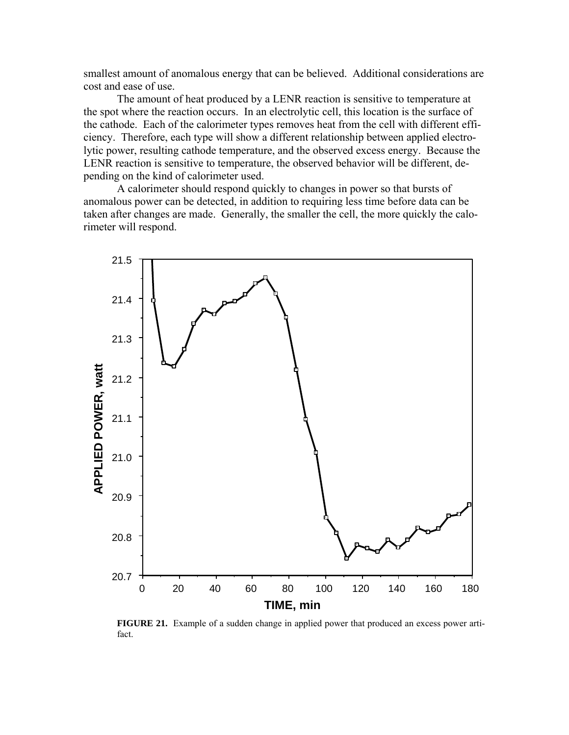smallest amount of anomalous energy that can be believed. Additional considerations are cost and ease of use.

The amount of heat produced by a LENR reaction is sensitive to temperature at the spot where the reaction occurs. In an electrolytic cell, this location is the surface of the cathode. Each of the calorimeter types removes heat from the cell with different efficiency. Therefore, each type will show a different relationship between applied electrolytic power, resulting cathode temperature, and the observed excess energy. Because the LENR reaction is sensitive to temperature, the observed behavior will be different, depending on the kind of calorimeter used.

A calorimeter should respond quickly to changes in power so that bursts of anomalous power can be detected, in addition to requiring less time before data can be taken after changes are made. Generally, the smaller the cell, the more quickly the calorimeter will respond.

**FIGURE 21.** Example of a sudden change in applied power that produced an excess power artifact.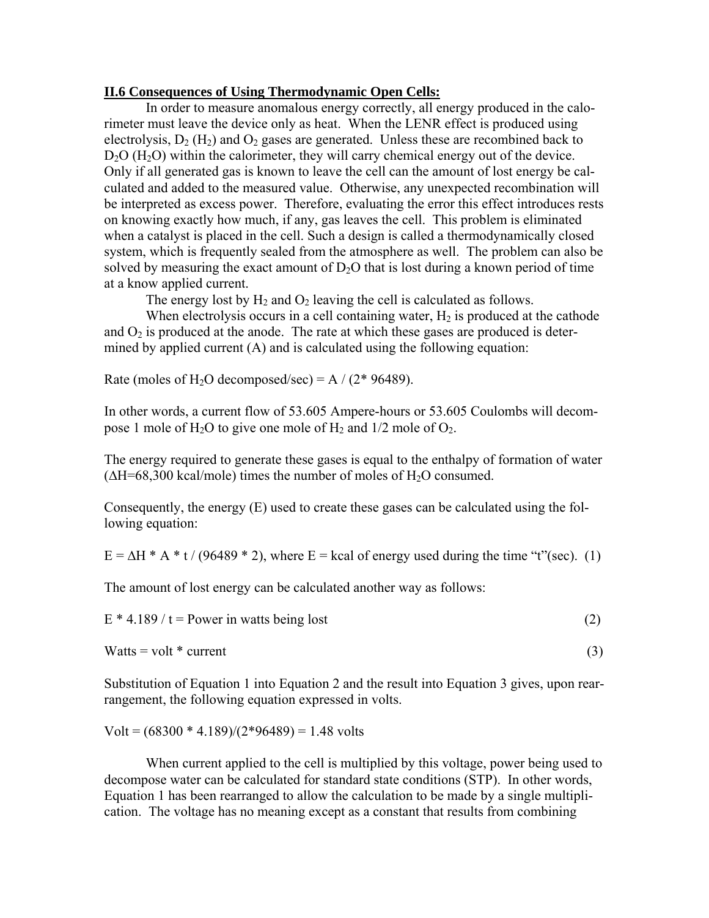**II.6 Consequences of Using Thermodynamic Open Cells:**

In order to measure anomalous energy correctly, all energy produced in the calorimeter must leave the device only as heat. When the LENR effect is produced using electrolysis, $D_2$ ($H_2$) and $O_2$ gases are generated. Unless these are recombined back to $D_2O$ ($H_2O$) within the calorimeter, they will carry chemical energy out of the device. Only if all generated gas is known to leave the cell can the amount of lost energy be calculated and added to the measured value. Otherwise, any unexpected recombination will be interpreted as excess power. Therefore, evaluating the error this effect introduces rests on knowing exactly how much, if any, gas leaves the cell. This problem is eliminated when a catalyst is placed in the cell. Such a design is called a thermodynamically closed system, which is frequently sealed from the atmosphere as well. The problem can also be solved by measuring the exact amount of $D_2O$ that is lost during a known period of time at a know applied current.

The energy lost by $H_2$ and $O_2$ leaving the cell is calculated as follows.

When electrolysis occurs in a cell containing water, $H_2$ is produced at the cathode and $O_2$ is produced at the anode. The rate at which these gases are produced is determined by applied current (A) and is calculated using the following equation:

Rate (moles of $H_2O$ decomposed/sec) = A / (2* 96489).

In other words, a current flow of 53.605 Ampere-hours or 53.605 Coulombs will decompose 1 mole of $H_2O$ to give one mole of $H_2$ and 1/2 mole of $O_2$.

The energy required to generate these gases is equal to the enthalpy of formation of water ($\Delta H$=68,300 kcal/mole) times the number of moles of $H_2O$ consumed.

Consequently, the energy (E) used to create these gases can be calculated using the following equation:

$E = \Delta H * A * t / (96489 * 2)$, where E = kcal of energy used during the time "t"(sec). (1)

The amount of lost energy can be calculated another way as follows:

$E * 4.189 / t$ = Power in watts being lost (2)

Watts = volt * current (3)

Substitution of Equation 1 into Equation 2 and the result into Equation 3 gives, upon rearrangement, the following equation expressed in volts.

Volt = (68300 * 4.189)/(2*96489) = 1.48 volts

When current applied to the cell is multiplied by this voltage, power being used to decompose water can be calculated for standard state conditions (STP). In other words, Equation 1 has been rearranged to allow the calculation to be made by a single multiplication. The voltage has no meaning except as a constant that results from combining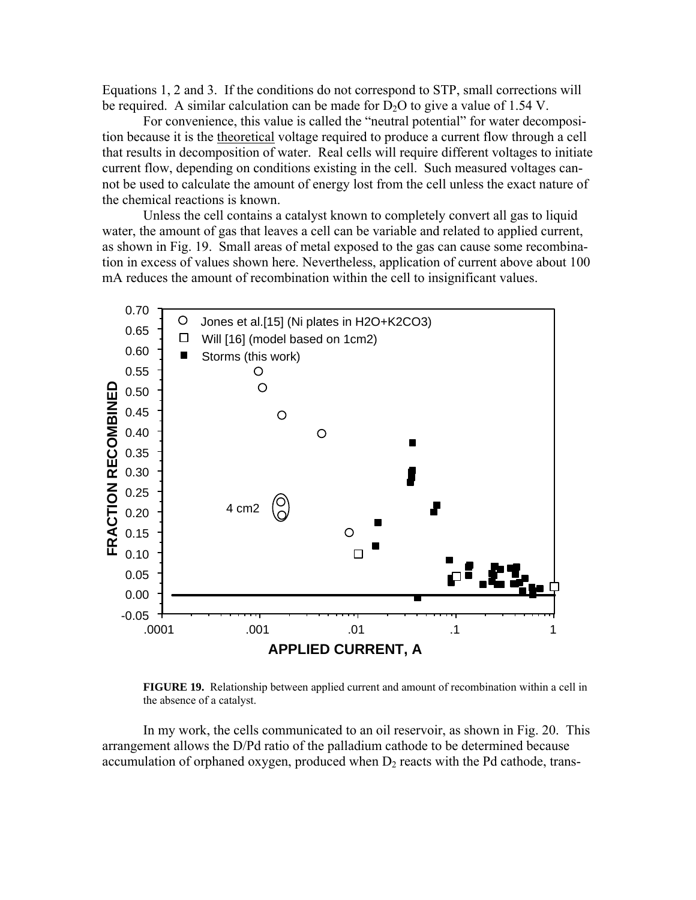Equations 1, 2 and 3. If the conditions do not correspond to STP, small corrections will be required. A similar calculation can be made for $D_2O$ to give a value of 1.54 V.

For convenience, this value is called the "neutral potential" for water decomposition because it is the theoretical voltage required to produce a current flow through a cell that results in decomposition of water. Real cells will require different voltages to initiate current flow, depending on conditions existing in the cell. Such measured voltages cannot be used to calculate the amount of energy lost from the cell unless the exact nature of the chemical reactions is known.

Unless the cell contains a catalyst known to completely convert all gas to liquid water, the amount of gas that leaves a cell can be variable and related to applied current, as shown in Fig. 19. Small areas of metal exposed to the gas can cause some recombination in excess of values shown here. Nevertheless, application of current above about 100 mA reduces the amount of recombination within the cell to insignificant values.

**FIGURE 19.** Relationship between applied current and amount of recombination within a cell in the absence of a catalyst.

In my work, the cells communicated to an oil reservoir, as shown in Fig. 20. This arrangement allows the D/Pd ratio of the palladium cathode to be determined because accumulation of orphaned oxygen, produced when $D_2$ reacts with the Pd cathode, trans-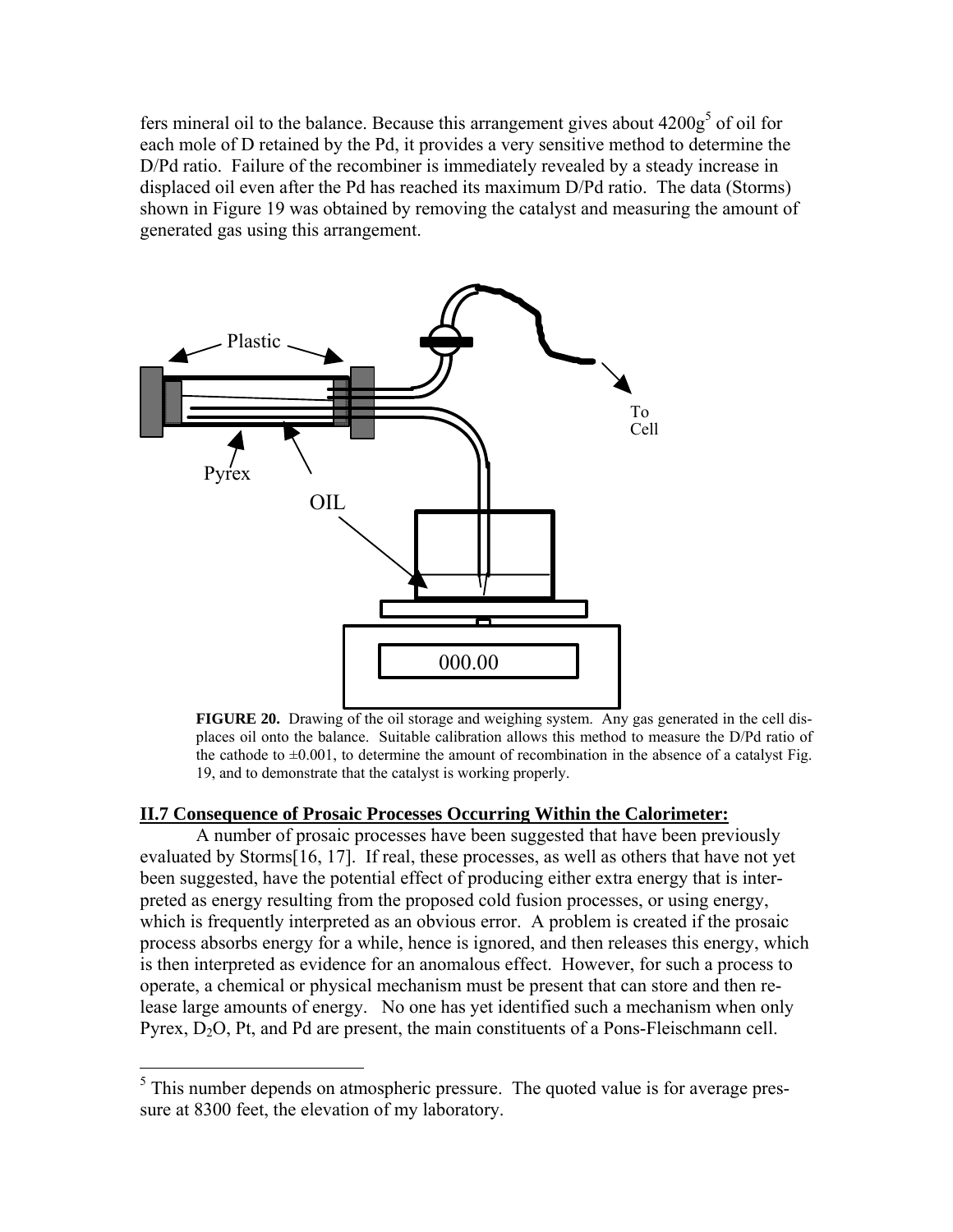fers mineral oil to the balance. Because this arrangement gives about 4200g[5] of oil for each mole of D retained by the Pd, it provides a very sensitive method to determine the D/Pd ratio. Failure of the recombiner is immediately revealed by a steady increase in displaced oil even after the Pd has reached its maximum D/Pd ratio. The data (Storms) shown in Figure 19 was obtained by removing the catalyst and measuring the amount of generated gas using this arrangement.

**FIGURE 20.** Drawing of the oil storage and weighing system. Any gas generated in the cell displaces oil onto the balance. Suitable calibration allows this method to measure the D/Pd ratio of the cathode to ±0.001, to determine the amount of recombination in the absence of a catalyst Fig. 19, and to demonstrate that the catalyst is working properly.

### II.7 Consequence of Prosaic Processes Occurring Within the Calorimeter:

A number of prosaic processes have been suggested that have been previously evaluated by Storms[16, 17]. If real, these processes, as well as others that have not yet been suggested, have the potential effect of producing either extra energy that is interpreted as energy resulting from the proposed cold fusion processes, or using energy, which is frequently interpreted as an obvious error. A problem is created if the prosaic process absorbs energy for a while, hence is ignored, and then releases this energy, which is then interpreted as evidence for an anomalous effect. However, for such a process to operate, a chemical or physical mechanism must be present that can store and then release large amounts of energy. No one has yet identified such a mechanism when only Pyrex, $D_2O$, Pt, and Pd are present, the main constituents of a Pons-Fleischmann cell.

---

[5] This number depends on atmospheric pressure. The quoted value is for average pressure at 8300 feet, the elevation of my laboratory.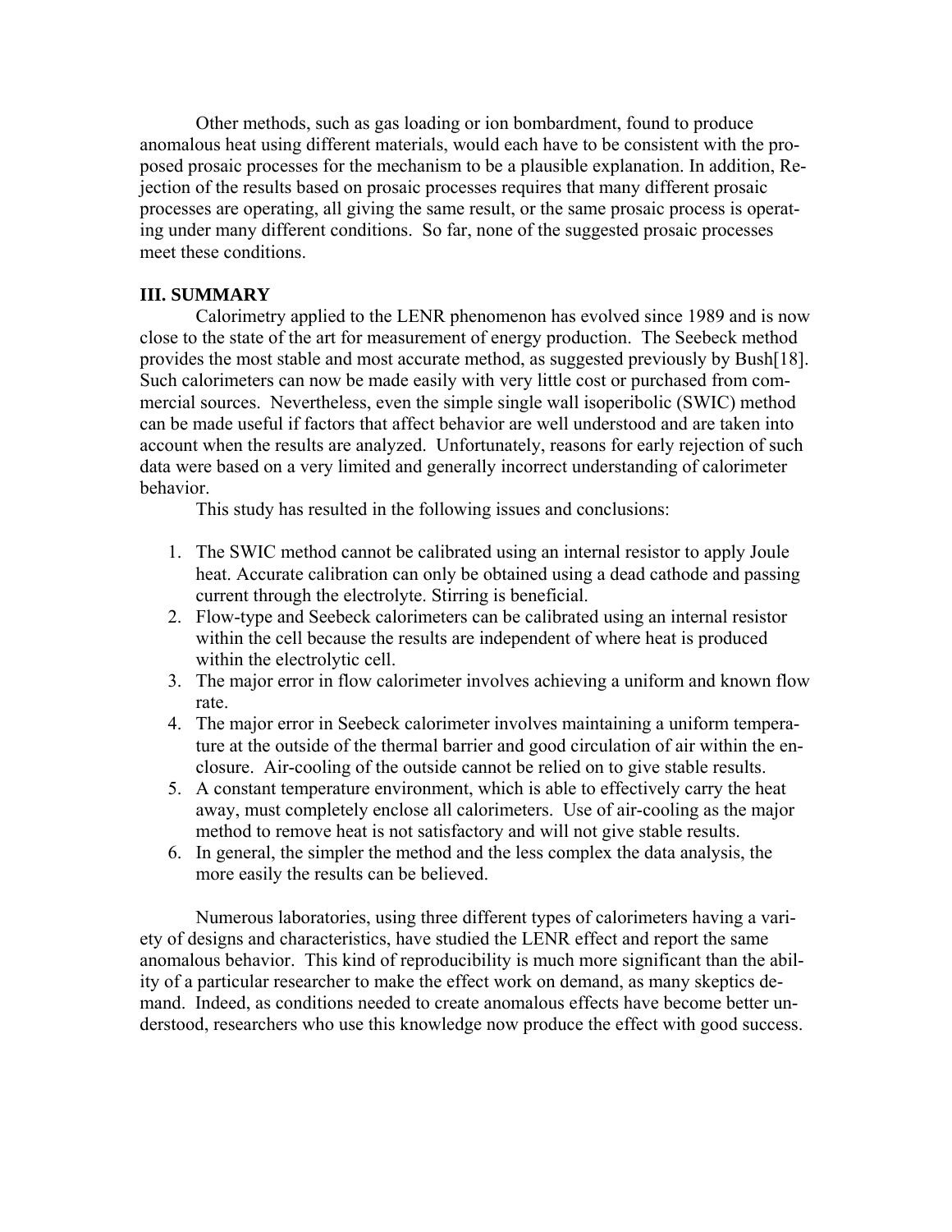Other methods, such as gas loading or ion bombardment, found to produce anomalous heat using different materials, would each have to be consistent with the proposed prosaic processes for the mechanism to be a plausible explanation. In addition, Rejection of the results based on prosaic processes requires that many different prosaic processes are operating, all giving the same result, or the same prosaic process is operating under many different conditions. So far, none of the suggested prosaic processes meet these conditions.

## III. SUMMARY

Calorimetry applied to the LENR phenomenon has evolved since 1989 and is now close to the state of the art for measurement of energy production. The Seebeck method provides the most stable and most accurate method, as suggested previously by Bush[18]. Such calorimeters can now be made easily with very little cost or purchased from commercial sources. Nevertheless, even the simple single wall isoperibolic (SWIC) method can be made useful if factors that affect behavior are well understood and are taken into account when the results are analyzed. Unfortunately, reasons for early rejection of such data were based on a very limited and generally incorrect understanding of calorimeter behavior.

This study has resulted in the following issues and conclusions:

1. The SWIC method cannot be calibrated using an internal resistor to apply Joule heat. Accurate calibration can only be obtained using a dead cathode and passing current through the electrolyte. Stirring is beneficial.
2. Flow-type and Seebeck calorimeters can be calibrated using an internal resistor within the cell because the results are independent of where heat is produced within the electrolytic cell.
3. The major error in flow calorimeter involves achieving a uniform and known flow rate.
4. The major error in Seebeck calorimeter involves maintaining a uniform temperature at the outside of the thermal barrier and good circulation of air within the enclosure. Air-cooling of the outside cannot be relied on to give stable results.
5. A constant temperature environment, which is able to effectively carry the heat away, must completely enclose all calorimeters. Use of air-cooling as the major method to remove heat is not satisfactory and will not give stable results.
6. In general, the simpler the method and the less complex the data analysis, the more easily the results can be believed.

Numerous laboratories, using three different types of calorimeters having a variety of designs and characteristics, have studied the LENR effect and report the same anomalous behavior. This kind of reproducibility is much more significant than the ability of a particular researcher to make the effect work on demand, as many skeptics demand. Indeed, as conditions needed to create anomalous effects have become better understood, researchers who use this knowledge now produce the effect with good success.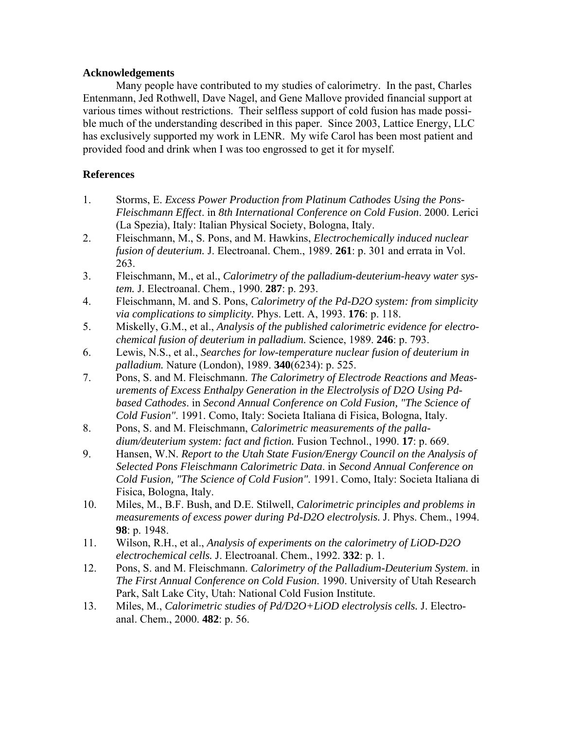## Acknowledgements

Many people have contributed to my studies of calorimetry. In the past, Charles Entenmann, Jed Rothwell, Dave Nagel, and Gene Mallove provided financial support at various times without restrictions. Their selfless support of cold fusion has made possible much of the understanding described in this paper. Since 2003, Lattice Energy, LLC has exclusively supported my work in LENR. My wife Carol has been most patient and provided food and drink when I was too engrossed to get it for myself.

## References

1. Storms, E. *Excess Power Production from Platinum Cathodes Using the Pons-Fleischmann Effect*. in *8th International Conference on Cold Fusion*. 2000. Lerici (La Spezia), Italy: Italian Physical Society, Bologna, Italy.
2. Fleischmann, M., S. Pons, and M. Hawkins, *Electrochemically induced nuclear fusion of deuterium.* J. Electroanal. Chem., 1989. **261**: p. 301 and errata in Vol. 263.
3. Fleischmann, M., et al., *Calorimetry of the palladium-deuterium-heavy water system.* J. Electroanal. Chem., 1990. **287**: p. 293.
4. Fleischmann, M. and S. Pons, *Calorimetry of the Pd-D2O system: from simplicity via complications to simplicity.* Phys. Lett. A, 1993. **176**: p. 118.
5. Miskelly, G.M., et al., *Analysis of the published calorimetric evidence for electrochemical fusion of deuterium in palladium.* Science, 1989. **246**: p. 793.
6. Lewis, N.S., et al., *Searches for low-temperature nuclear fusion of deuterium in palladium.* Nature (London), 1989. **340**(6234): p. 525.
7. Pons, S. and M. Fleischmann. *The Calorimetry of Electrode Reactions and Measurements of Excess Enthalpy Generation in the Electrolysis of D2O Using Pd-based Cathodes*. in *Second Annual Conference on Cold Fusion, "The Science of Cold Fusion"*. 1991. Como, Italy: Societa Italiana di Fisica, Bologna, Italy.
8. Pons, S. and M. Fleischmann, *Calorimetric measurements of the palladium/deuterium system: fact and fiction.* Fusion Technol., 1990. **17**: p. 669.
9. Hansen, W.N. *Report to the Utah State Fusion/Energy Council on the Analysis of Selected Pons Fleischmann Calorimetric Data*. in *Second Annual Conference on Cold Fusion, "The Science of Cold Fusion"*. 1991. Como, Italy: Societa Italiana di Fisica, Bologna, Italy.
10. Miles, M., B.F. Bush, and D.E. Stilwell, *Calorimetric principles and problems in measurements of excess power during Pd-D2O electrolysis.* J. Phys. Chem., 1994. **98**: p. 1948.
11. Wilson, R.H., et al., *Analysis of experiments on the calorimetry of LiOD-D2O electrochemical cells.* J. Electroanal. Chem., 1992. **332**: p. 1.
12. Pons, S. and M. Fleischmann. *Calorimetry of the Palladium-Deuterium System*. in *The First Annual Conference on Cold Fusion*. 1990. University of Utah Research Park, Salt Lake City, Utah: National Cold Fusion Institute.
13. Miles, M., *Calorimetric studies of Pd/D2O+LiOD electrolysis cells.* J. Electroanal. Chem., 2000. **482**: p. 56.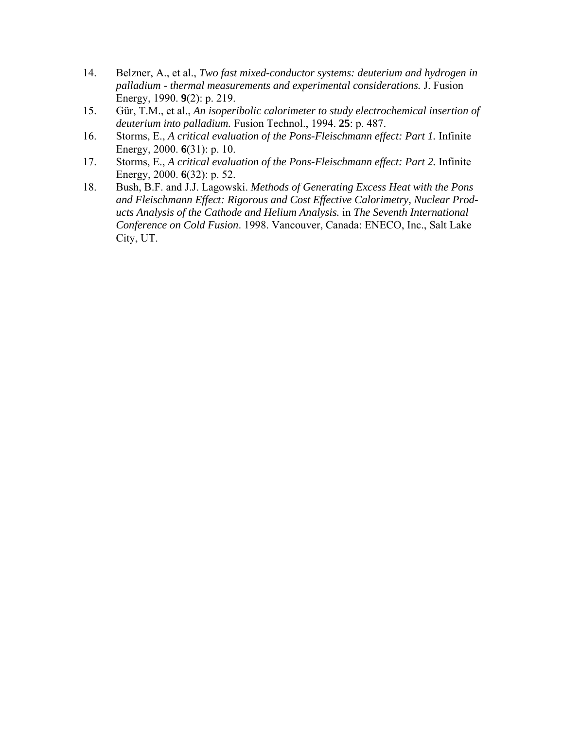14. Belzner, A., et al., *Two fast mixed-conductor systems: deuterium and hydrogen in palladium - thermal measurements and experimental considerations.* J. Fusion Energy, 1990. **9**(2): p. 219.
15. Gür, T.M., et al., *An isoperibolic calorimeter to study electrochemical insertion of deuterium into palladium.* Fusion Technol., 1994. **25**: p. 487.
16. Storms, E., *A critical evaluation of the Pons-Fleischmann effect: Part 1.* Infinite Energy, 2000. **6**(31): p. 10.
17. Storms, E., *A critical evaluation of the Pons-Fleischmann effect: Part 2.* Infinite Energy, 2000. **6**(32): p. 52.
18. Bush, B.F. and J.J. Lagowski. *Methods of Generating Excess Heat with the Pons and Fleischmann Effect: Rigorous and Cost Effective Calorimetry, Nuclear Products Analysis of the Cathode and Helium Analysis.* in *The Seventh International Conference on Cold Fusion*. 1998. Vancouver, Canada: ENECO, Inc., Salt Lake City, UT.